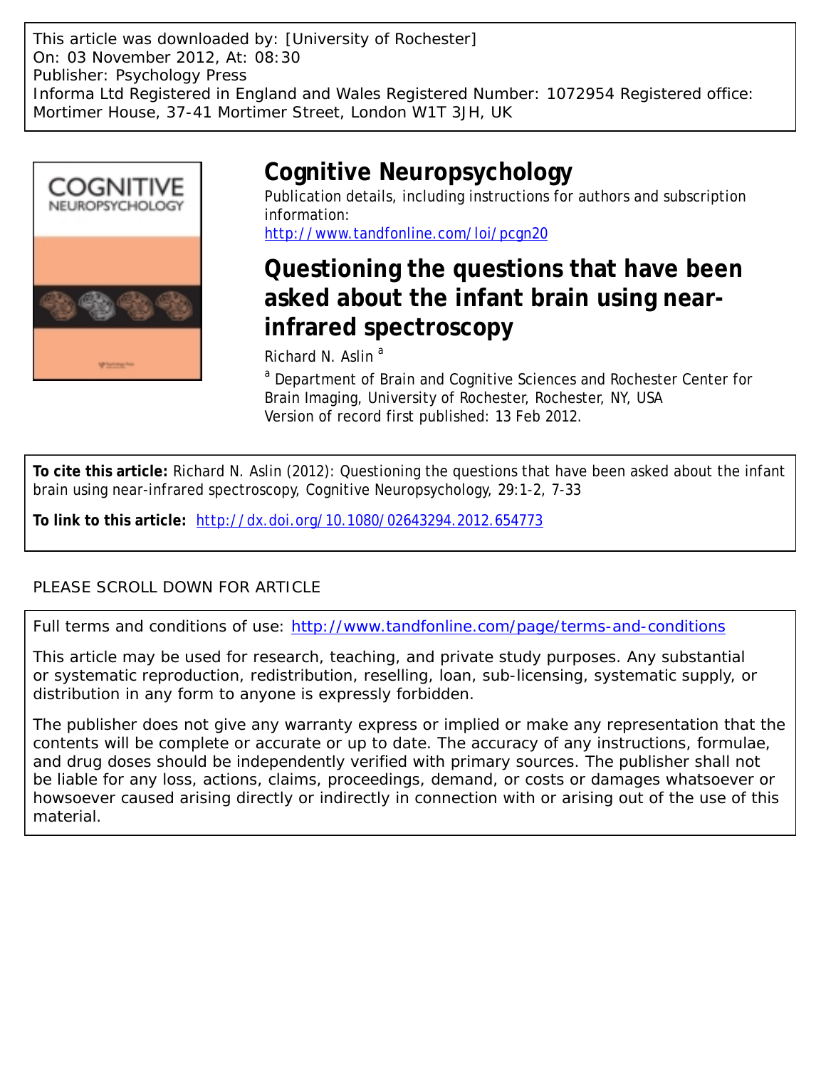This article was downloaded by: [University of Rochester]
On: 03 November 2012, At: 08:30
Publisher: Psychology Press
Informa Ltd Registered in England and Wales Registered Number: 1072954 Registered office: Mortimer House, 37-41 Mortimer Street, London W1T 3JH, UK

# Cognitive Neuropsychology

Publication details, including instructions for authors and subscription information:
http://www.tandfonline.com/loi/pcgn20

# Questioning the questions that have been asked about the infant brain using near-infrared spectroscopy

Richard N. Aslin [a]

[a] Department of Brain and Cognitive Sciences and Rochester Center for Brain Imaging, University of Rochester, Rochester, NY, USA

Version of record first published: 13 Feb 2012.

**To cite this article:** Richard N. Aslin (2012): Questioning the questions that have been asked about the infant brain using near-infrared spectroscopy, Cognitive Neuropsychology, 29:1-2, 7-33

**To link to this article:** http://dx.doi.org/10.1080/02643294.2012.654773

PLEASE SCROLL DOWN FOR ARTICLE

Full terms and conditions of use: http://www.tandfonline.com/page/terms-and-conditions

This article may be used for research, teaching, and private study purposes. Any substantial or systematic reproduction, redistribution, reselling, loan, sub-licensing, systematic supply, or distribution in any form to anyone is expressly forbidden.

The publisher does not give any warranty express or implied or make any representation that the contents will be complete or accurate or up to date. The accuracy of any instructions, formulae, and drug doses should be independently verified with primary sources. The publisher shall not be liable for any loss, actions, claims, proceedings, demand, or costs or damages whatsoever or howsoever caused arising directly or indirectly in connection with or arising out of the use of this material.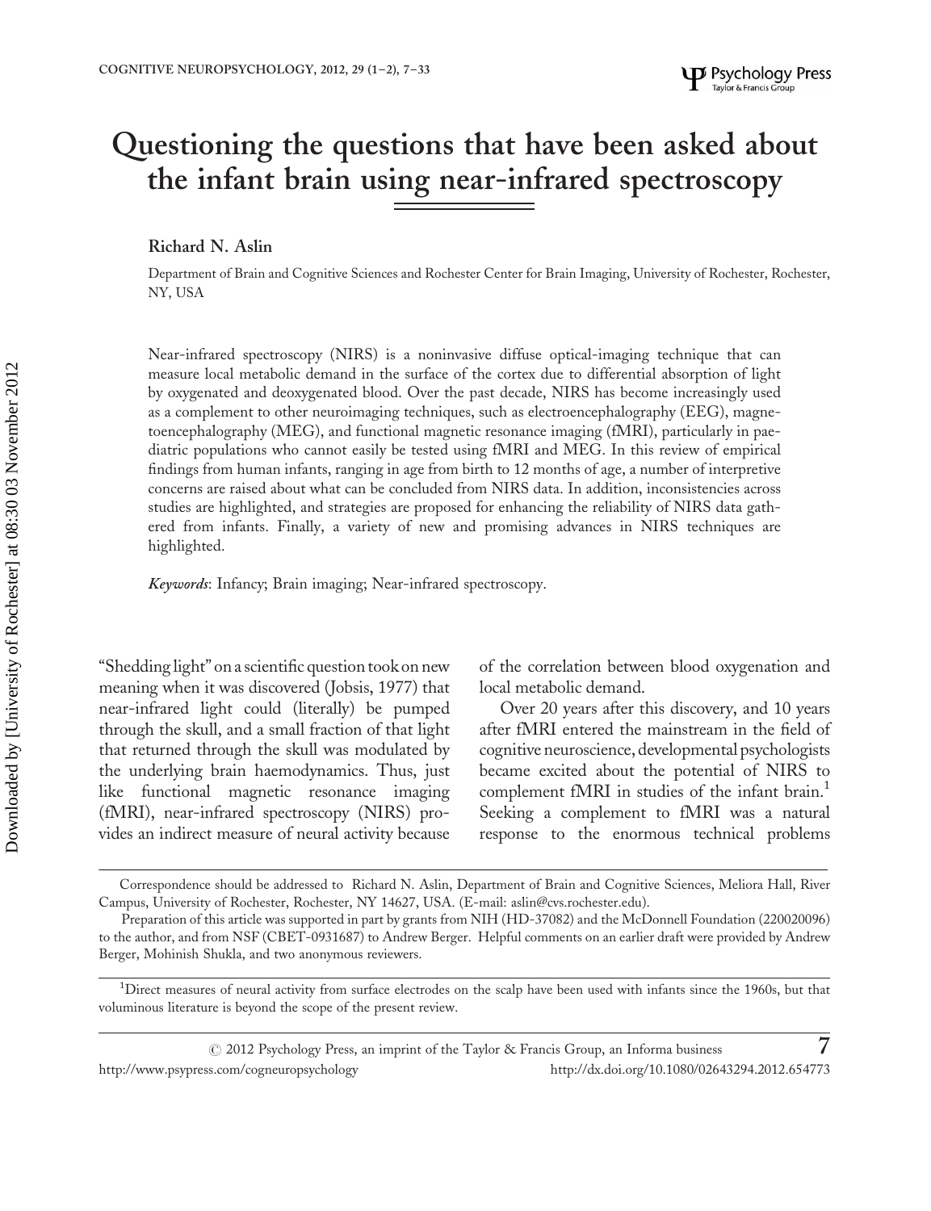# Questioning the questions that have been asked about the infant brain using near-infrared spectroscopy

**Richard N. Aslin**

Department of Brain and Cognitive Sciences and Rochester Center for Brain Imaging, University of Rochester, Rochester, NY, USA

Near-infrared spectroscopy (NIRS) is a noninvasive diffuse optical-imaging technique that can measure local metabolic demand in the surface of the cortex due to differential absorption of light by oxygenated and deoxygenated blood. Over the past decade, NIRS has become increasingly used as a complement to other neuroimaging techniques, such as electroencephalography (EEG), magnetoencephalography (MEG), and functional magnetic resonance imaging (fMRI), particularly in paediatric populations who cannot easily be tested using fMRI and MEG. In this review of empirical findings from human infants, ranging in age from birth to 12 months of age, a number of interpretive concerns are raised about what can be concluded from NIRS data. In addition, inconsistencies across studies are highlighted, and strategies are proposed for enhancing the reliability of NIRS data gathered from infants. Finally, a variety of new and promising advances in NIRS techniques are highlighted.

*Keywords*: Infancy; Brain imaging; Near-infrared spectroscopy.

"Shedding light" on a scientific question took on new meaning when it was discovered (Jobsis, 1977) that near-infrared light could (literally) be pumped through the skull, and a small fraction of that light that returned through the skull was modulated by the underlying brain haemodynamics. Thus, just like functional magnetic resonance imaging (fMRI), near-infrared spectroscopy (NIRS) provides an indirect measure of neural activity because of the correlation between blood oxygenation and local metabolic demand.

Over 20 years after this discovery, and 10 years after fMRI entered the mainstream in the field of cognitive neuroscience, developmental psychologists became excited about the potential of NIRS to complement fMRI in studies of the infant brain.[1] Seeking a complement to fMRI was a natural response to the enormous technical problems

Correspondence should be addressed to Richard N. Aslin, Department of Brain and Cognitive Sciences, Meliora Hall, River Campus, University of Rochester, Rochester, NY 14627, USA. (E-mail: aslin@cvs.rochester.edu).

Preparation of this article was supported in part by grants from NIH (HD-37082) and the McDonnell Foundation (220020096) to the author, and from NSF (CBET-0931687) to Andrew Berger. Helpful comments on an earlier draft were provided by Andrew Berger, Mohinish Shukla, and two anonymous reviewers.

[1] Direct measures of neural activity from surface electrodes on the scalp have been used with infants since the 1960s, but that voluminous literature is beyond the scope of the present review.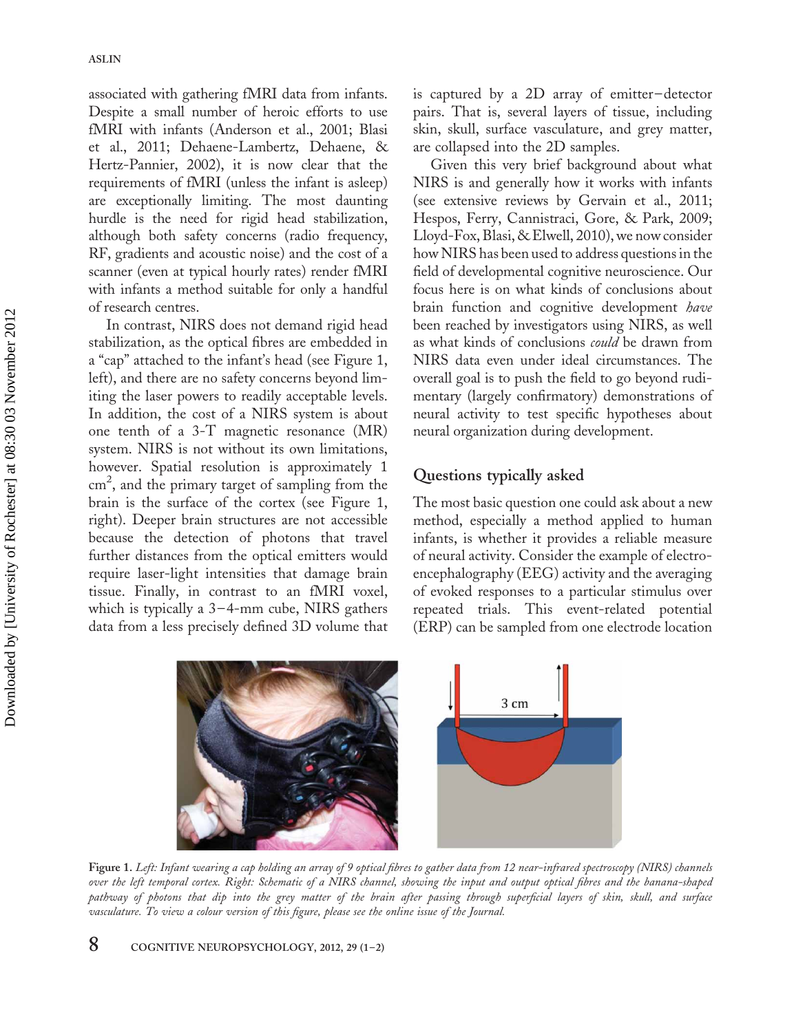associated with gathering fMRI data from infants. Despite a small number of heroic efforts to use fMRI with infants (Anderson et al., 2001; Blasi et al., 2011; Dehaene-Lambertz, Dehaene, & Hertz-Pannier, 2002), it is now clear that the requirements of fMRI (unless the infant is asleep) are exceptionally limiting. The most daunting hurdle is the need for rigid head stabilization, although both safety concerns (radio frequency, RF, gradients and acoustic noise) and the cost of a scanner (even at typical hourly rates) render fMRI with infants a method suitable for only a handful of research centres.

In contrast, NIRS does not demand rigid head stabilization, as the optical fibres are embedded in a "cap" attached to the infant's head (see Figure 1, left), and there are no safety concerns beyond limiting the laser powers to readily acceptable levels. In addition, the cost of a NIRS system is about one tenth of a 3-T magnetic resonance (MR) system. NIRS is not without its own limitations, however. Spatial resolution is approximately 1 $cm^2$, and the primary target of sampling from the brain is the surface of the cortex (see Figure 1, right). Deeper brain structures are not accessible because the detection of photons that travel further distances from the optical emitters would require laser-light intensities that damage brain tissue. Finally, in contrast to an fMRI voxel, which is typically a 3–4-mm cube, NIRS gathers data from a less precisely defined 3D volume that is captured by a 2D array of emitter–detector pairs. That is, several layers of tissue, including skin, skull, surface vasculature, and grey matter, are collapsed into the 2D samples.

Given this very brief background about what NIRS is and generally how it works with infants (see extensive reviews by Gervain et al., 2011; Hespos, Ferry, Cannistraci, Gore, & Park, 2009; Lloyd-Fox, Blasi, & Elwell, 2010), we now consider how NIRS has been used to address questions in the field of developmental cognitive neuroscience. Our focus here is on what kinds of conclusions about brain function and cognitive development *have* been reached by investigators using NIRS, as well as what kinds of conclusions *could* be drawn from NIRS data even under ideal circumstances. The overall goal is to push the field to go beyond rudimentary (largely confirmatory) demonstrations of neural activity to test specific hypotheses about neural organization during development.

## Questions typically asked

The most basic question one could ask about a new method, especially a method applied to human infants, is whether it provides a reliable measure of neural activity. Consider the example of electroencephalography (EEG) activity and the averaging of evoked responses to a particular stimulus over repeated trials. This event-related potential (ERP) can be sampled from one electrode location

*Figure 1. Left: Infant wearing a cap holding an array of 9 optical fibres to gather data from 12 near-infrared spectroscopy (NIRS) channels over the left temporal cortex. Right: Schematic of a NIRS channel, showing the input and output optical fibres and the banana-shaped pathway of photons that dip into the grey matter of the brain after passing through superficial layers of skin, skull, and surface vasculature. To view a colour version of this figure, please see the online issue of the Journal.*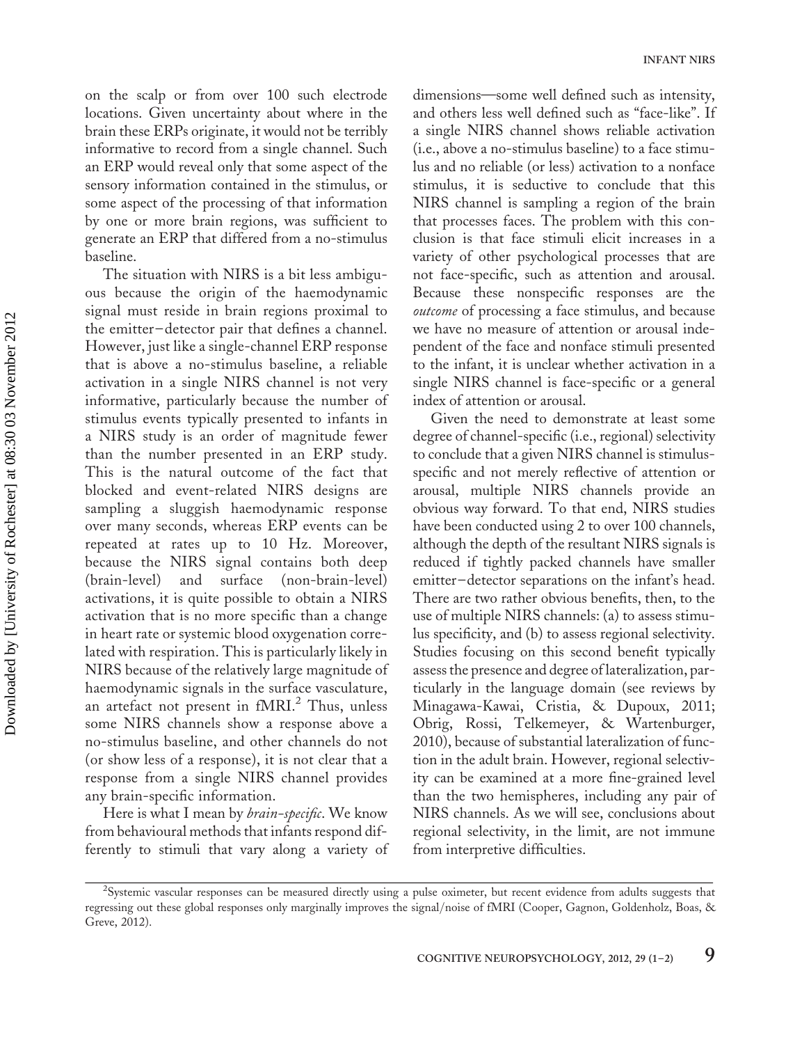on the scalp or from over 100 such electrode locations. Given uncertainty about where in the brain these ERPs originate, it would not be terribly informative to record from a single channel. Such an ERP would reveal only that some aspect of the sensory information contained in the stimulus, or some aspect of the processing of that information by one or more brain regions, was sufficient to generate an ERP that differed from a no-stimulus baseline.

The situation with NIRS is a bit less ambiguous because the origin of the haemodynamic signal must reside in brain regions proximal to the emitter–detector pair that defines a channel. However, just like a single-channel ERP response that is above a no-stimulus baseline, a reliable activation in a single NIRS channel is not very informative, particularly because the number of stimulus events typically presented to infants in a NIRS study is an order of magnitude fewer than the number presented in an ERP study. This is the natural outcome of the fact that blocked and event-related NIRS designs are sampling a sluggish haemodynamic response over many seconds, whereas ERP events can be repeated at rates up to 10 Hz. Moreover, because the NIRS signal contains both deep (brain-level) and surface (non-brain-level) activations, it is quite possible to obtain a NIRS activation that is no more specific than a change in heart rate or systemic blood oxygenation correlated with respiration. This is particularly likely in NIRS because of the relatively large magnitude of haemodynamic signals in the surface vasculature, an artefact not present in fMRI.[2] Thus, unless some NIRS channels show a response above a no-stimulus baseline, and other channels do not (or show less of a response), it is not clear that a response from a single NIRS channel provides any brain-specific information.

Here is what I mean by *brain-specific*. We know from behavioural methods that infants respond differently to stimuli that vary along a variety of dimensions—some well defined such as intensity, and others less well defined such as "face-like". If a single NIRS channel shows reliable activation (i.e., above a no-stimulus baseline) to a face stimulus and no reliable (or less) activation to a nonface stimulus, it is seductive to conclude that this NIRS channel is sampling a region of the brain that processes faces. The problem with this conclusion is that face stimuli elicit increases in a variety of other psychological processes that are not face-specific, such as attention and arousal. Because these nonspecific responses are the *outcome* of processing a face stimulus, and because we have no measure of attention or arousal independent of the face and nonface stimuli presented to the infant, it is unclear whether activation in a single NIRS channel is face-specific or a general index of attention or arousal.

Given the need to demonstrate at least some degree of channel-specific (i.e., regional) selectivity to conclude that a given NIRS channel is stimulus-specific and not merely reflective of attention or arousal, multiple NIRS channels provide an obvious way forward. To that end, NIRS studies have been conducted using 2 to over 100 channels, although the depth of the resultant NIRS signals is reduced if tightly packed channels have smaller emitter–detector separations on the infant's head. There are two rather obvious benefits, then, to the use of multiple NIRS channels: (a) to assess stimulus specificity, and (b) to assess regional selectivity. Studies focusing on this second benefit typically assess the presence and degree of lateralization, particularly in the language domain (see reviews by Minagawa-Kawai, Cristia, & Dupoux, 2011; Obrig, Rossi, Telkemeyer, & Wartenburger, 2010), because of substantial lateralization of function in the adult brain. However, regional selectivity can be examined at a more fine-grained level than the two hemispheres, including any pair of NIRS channels. As we will see, conclusions about regional selectivity, in the limit, are not immune from interpretive difficulties.

[2]Systemic vascular responses can be measured directly using a pulse oximeter, but recent evidence from adults suggests that regressing out these global responses only marginally improves the signal/noise of fMRI (Cooper, Gagnon, Goldenholz, Boas, & Greve, 2012).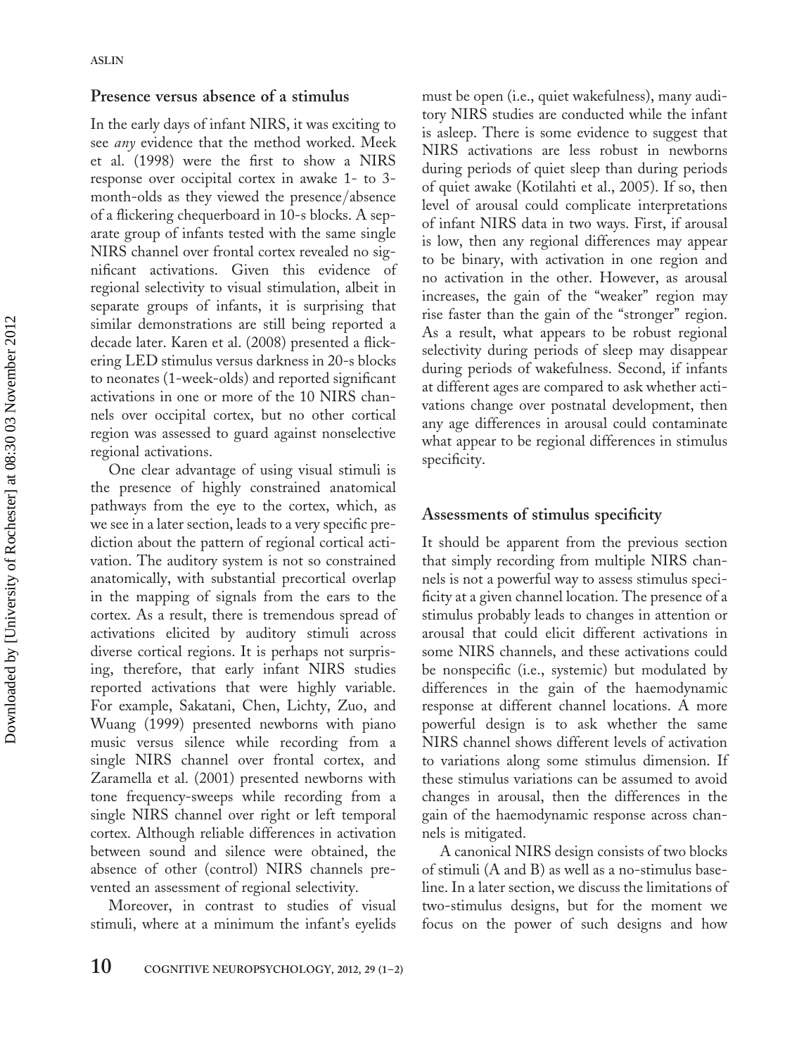## Presence versus absence of a stimulus

In the early days of infant NIRS, it was exciting to see *any* evidence that the method worked. Meek et al. (1998) were the first to show a NIRS response over occipital cortex in awake 1- to 3-month-olds as they viewed the presence/absence of a flickering chequerboard in 10-s blocks. A separate group of infants tested with the same single NIRS channel over frontal cortex revealed no significant activations. Given this evidence of regional selectivity to visual stimulation, albeit in separate groups of infants, it is surprising that similar demonstrations are still being reported a decade later. Karen et al. (2008) presented a flickering LED stimulus versus darkness in 20-s blocks to neonates (1-week-olds) and reported significant activations in one or more of the 10 NIRS channels over occipital cortex, but no other cortical region was assessed to guard against nonselective regional activations.

One clear advantage of using visual stimuli is the presence of highly constrained anatomical pathways from the eye to the cortex, which, as we see in a later section, leads to a very specific prediction about the pattern of regional cortical activation. The auditory system is not so constrained anatomically, with substantial precortical overlap in the mapping of signals from the ears to the cortex. As a result, there is tremendous spread of activations elicited by auditory stimuli across diverse cortical regions. It is perhaps not surprising, therefore, that early infant NIRS studies reported activations that were highly variable. For example, Sakatani, Chen, Lichty, Zuo, and Wuang (1999) presented newborns with piano music versus silence while recording from a single NIRS channel over frontal cortex, and Zaramella et al. (2001) presented newborns with tone frequency-sweeps while recording from a single NIRS channel over right or left temporal cortex. Although reliable differences in activation between sound and silence were obtained, the absence of other (control) NIRS channels prevented an assessment of regional selectivity.

Moreover, in contrast to studies of visual stimuli, where at a minimum the infant's eyelids must be open (i.e., quiet wakefulness), many auditory NIRS studies are conducted while the infant is asleep. There is some evidence to suggest that NIRS activations are less robust in newborns during periods of quiet sleep than during periods of quiet awake (Kotilahti et al., 2005). If so, then level of arousal could complicate interpretations of infant NIRS data in two ways. First, if arousal is low, then any regional differences may appear to be binary, with activation in one region and no activation in the other. However, as arousal increases, the gain of the "weaker" region may rise faster than the gain of the "stronger" region. As a result, what appears to be robust regional selectivity during periods of sleep may disappear during periods of wakefulness. Second, if infants at different ages are compared to ask whether activations change over postnatal development, then any age differences in arousal could contaminate what appear to be regional differences in stimulus specificity.

## Assessments of stimulus specificity

It should be apparent from the previous section that simply recording from multiple NIRS channels is not a powerful way to assess stimulus specificity at a given channel location. The presence of a stimulus probably leads to changes in attention or arousal that could elicit different activations in some NIRS channels, and these activations could be nonspecific (i.e., systemic) but modulated by differences in the gain of the haemodynamic response at different channel locations. A more powerful design is to ask whether the same NIRS channel shows different levels of activation to variations along some stimulus dimension. If these stimulus variations can be assumed to avoid changes in arousal, then the differences in the gain of the haemodynamic response across channels is mitigated.

A canonical NIRS design consists of two blocks of stimuli (A and B) as well as a no-stimulus baseline. In a later section, we discuss the limitations of two-stimulus designs, but for the moment we focus on the power of such designs and how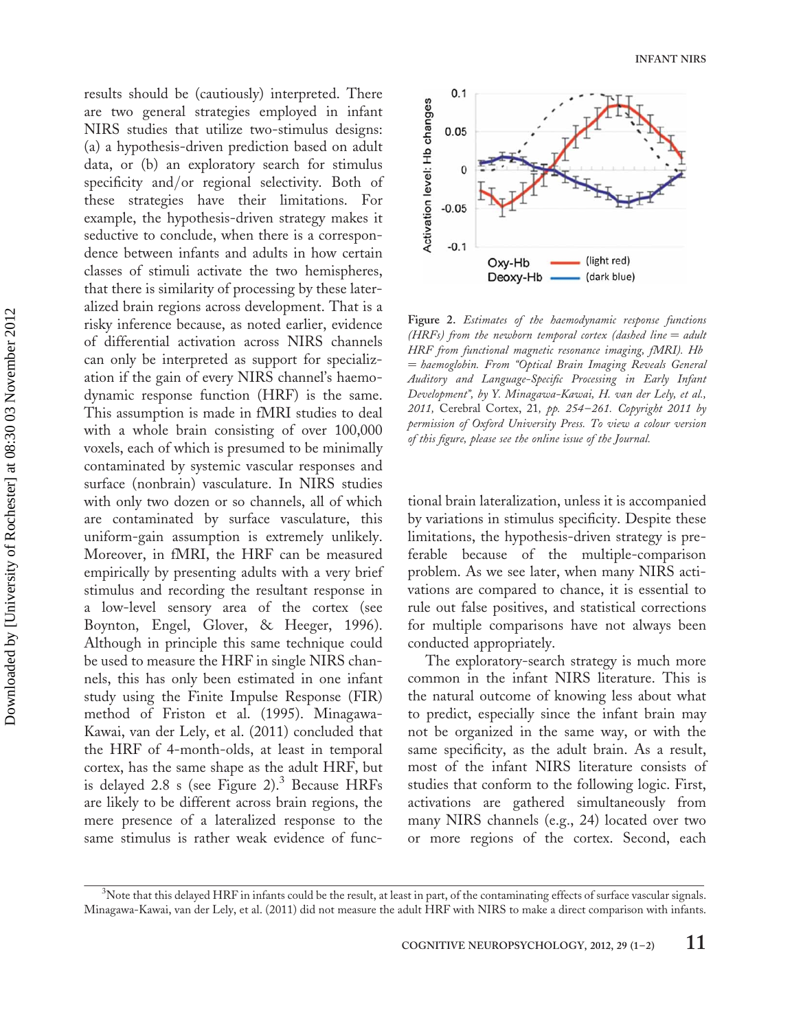results should be (cautiously) interpreted. There are two general strategies employed in infant NIRS studies that utilize two-stimulus designs: (a) a hypothesis-driven prediction based on adult data, or (b) an exploratory search for stimulus specificity and/or regional selectivity. Both of these strategies have their limitations. For example, the hypothesis-driven strategy makes it seductive to conclude, when there is a correspondence between infants and adults in how certain classes of stimuli activate the two hemispheres, that there is similarity of processing by these lateralized brain regions across development. That is a risky inference because, as noted earlier, evidence of differential activation across NIRS channels can only be interpreted as support for specialization if the gain of every NIRS channel's haemodynamic response function (HRF) is the same. This assumption is made in fMRI studies to deal with a whole brain consisting of over 100,000 voxels, each of which is presumed to be minimally contaminated by systemic vascular responses and surface (nonbrain) vasculature. In NIRS studies with only two dozen or so channels, all of which are contaminated by surface vasculature, this uniform-gain assumption is extremely unlikely. Moreover, in fMRI, the HRF can be measured empirically by presenting adults with a very brief stimulus and recording the resultant response in a low-level sensory area of the cortex (see Boynton, Engel, Glover, & Heeger, 1996). Although in principle this same technique could be used to measure the HRF in single NIRS channels, this has only been estimated in one infant study using the Finite Impulse Response (FIR) method of Friston et al. (1995). Minagawa-Kawai, van der Lely, et al. (2011) concluded that the HRF of 4-month-olds, at least in temporal cortex, has the same shape as the adult HRF, but is delayed 2.8 s (see Figure 2).[3] Because HRFs are likely to be different across brain regions, the mere presence of a lateralized response to the same stimulus is rather weak evidence of functional brain lateralization, unless it is accompanied by variations in stimulus specificity. Despite these limitations, the hypothesis-driven strategy is preferable because of the multiple-comparison problem. As we see later, when many NIRS activations are compared to chance, it is essential to rule out false positives, and statistical corrections for multiple comparisons have not always been conducted appropriately.

**Figure 2.** *Estimates of the haemodynamic response functions (HRFs) from the newborn temporal cortex (dashed line = adult HRF from functional magnetic resonance imaging, fMRI). Hb = haemoglobin. From "Optical Brain Imaging Reveals General Auditory and Language-Specific Processing in Early Infant Development", by Y. Minagawa-Kawai, H. van der Lely, et al., 2011,* Cerebral Cortex, 21, *pp. 254–261. Copyright 2011 by permission of Oxford University Press. To view a colour version of this figure, please see the online issue of the Journal.*

The exploratory-search strategy is much more common in the infant NIRS literature. This is the natural outcome of knowing less about what to predict, especially since the infant brain may not be organized in the same way, or with the same specificity, as the adult brain. As a result, most of the infant NIRS literature consists of studies that conform to the following logic. First, activations are gathered simultaneously from many NIRS channels (e.g., 24) located over two or more regions of the cortex. Second, each

[3] Note that this delayed HRF in infants could be the result, at least in part, of the contaminating effects of surface vascular signals. Minagawa-Kawai, van der Lely, et al. (2011) did not measure the adult HRF with NIRS to make a direct comparison with infants.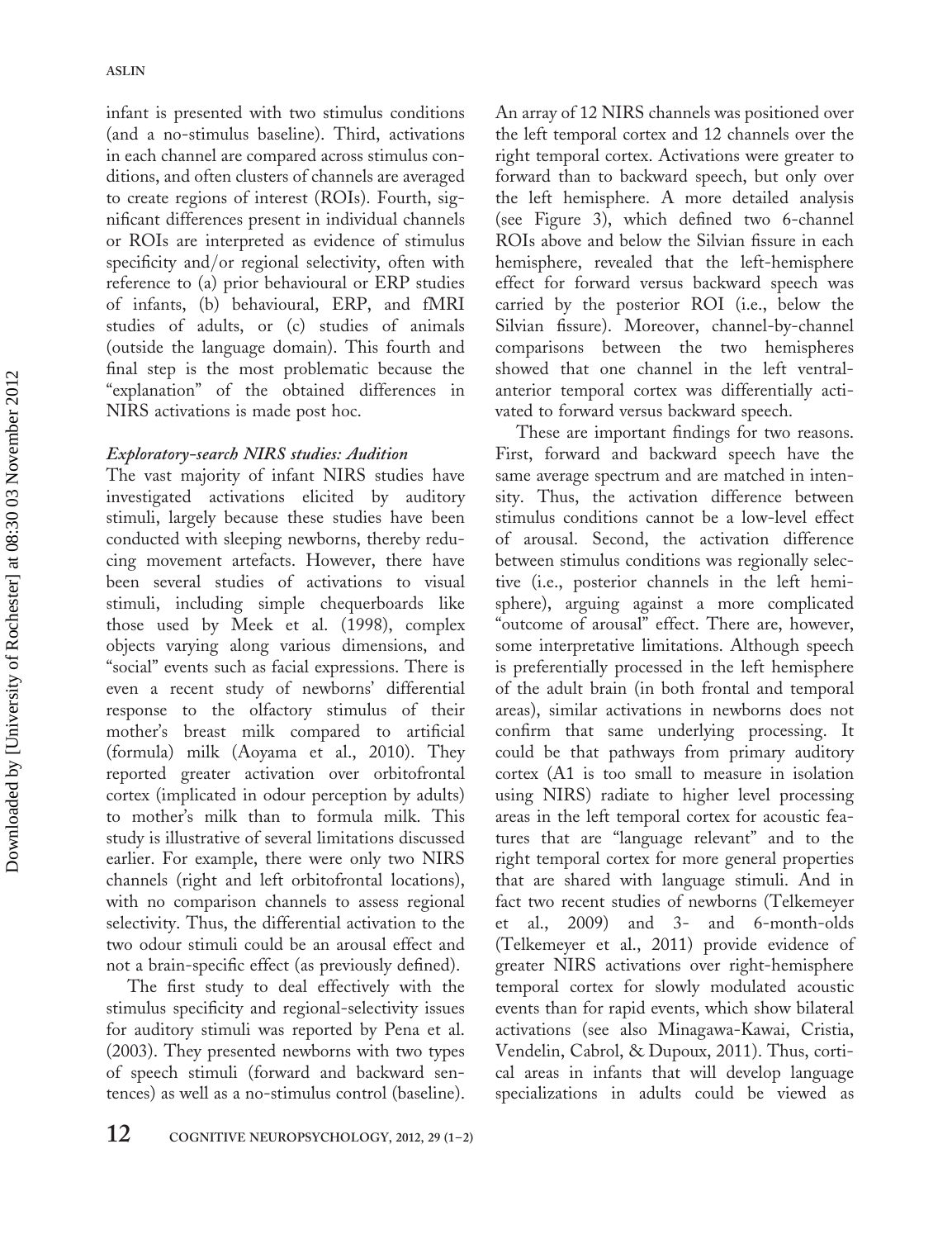infant is presented with two stimulus conditions (and a no-stimulus baseline). Third, activations in each channel are compared across stimulus conditions, and often clusters of channels are averaged to create regions of interest (ROIs). Fourth, significant differences present in individual channels or ROIs are interpreted as evidence of stimulus specificity and/or regional selectivity, often with reference to (a) prior behavioural or ERP studies of infants, (b) behavioural, ERP, and fMRI studies of adults, or (c) studies of animals (outside the language domain). This fourth and final step is the most problematic because the "explanation" of the obtained differences in NIRS activations is made post hoc.

### *Exploratory-search NIRS studies: Audition*

The vast majority of infant NIRS studies have investigated activations elicited by auditory stimuli, largely because these studies have been conducted with sleeping newborns, thereby reducing movement artefacts. However, there have been several studies of activations to visual stimuli, including simple chequerboards like those used by Meek et al. (1998), complex objects varying along various dimensions, and "social" events such as facial expressions. There is even a recent study of newborns' differential response to the olfactory stimulus of their mother's breast milk compared to artificial (formula) milk (Aoyama et al., 2010). They reported greater activation over orbitofrontal cortex (implicated in odour perception by adults) to mother's milk than to formula milk. This study is illustrative of several limitations discussed earlier. For example, there were only two NIRS channels (right and left orbitofrontal locations), with no comparison channels to assess regional selectivity. Thus, the differential activation to the two odour stimuli could be an arousal effect and not a brain-specific effect (as previously defined).

The first study to deal effectively with the stimulus specificity and regional-selectivity issues for auditory stimuli was reported by Pena et al. (2003). They presented newborns with two types of speech stimuli (forward and backward sentences) as well as a no-stimulus control (baseline). An array of 12 NIRS channels was positioned over the left temporal cortex and 12 channels over the right temporal cortex. Activations were greater to forward than to backward speech, but only over the left hemisphere. A more detailed analysis (see Figure 3), which defined two 6-channel ROIs above and below the Silvian fissure in each hemisphere, revealed that the left-hemisphere effect for forward versus backward speech was carried by the posterior ROI (i.e., below the Silvian fissure). Moreover, channel-by-channel comparisons between the two hemispheres showed that one channel in the left ventral-anterior temporal cortex was differentially activated to forward versus backward speech.

These are important findings for two reasons. First, forward and backward speech have the same average spectrum and are matched in intensity. Thus, the activation difference between stimulus conditions cannot be a low-level effect of arousal. Second, the activation difference between stimulus conditions was regionally selective (i.e., posterior channels in the left hemisphere), arguing against a more complicated "outcome of arousal" effect. There are, however, some interpretative limitations. Although speech is preferentially processed in the left hemisphere of the adult brain (in both frontal and temporal areas), similar activations in newborns does not confirm that same underlying processing. It could be that pathways from primary auditory cortex (A1 is too small to measure in isolation using NIRS) radiate to higher level processing areas in the left temporal cortex for acoustic features that are "language relevant" and to the right temporal cortex for more general properties that are shared with language stimuli. And in fact two recent studies of newborns (Telkemeyer et al., 2009) and 3- and 6-month-olds (Telkemeyer et al., 2011) provide evidence of greater NIRS activations over right-hemisphere temporal cortex for slowly modulated acoustic events than for rapid events, which show bilateral activations (see also Minagawa-Kawai, Cristia, Vendelin, Cabrol, & Dupoux, 2011). Thus, cortical areas in infants that will develop language specializations in adults could be viewed as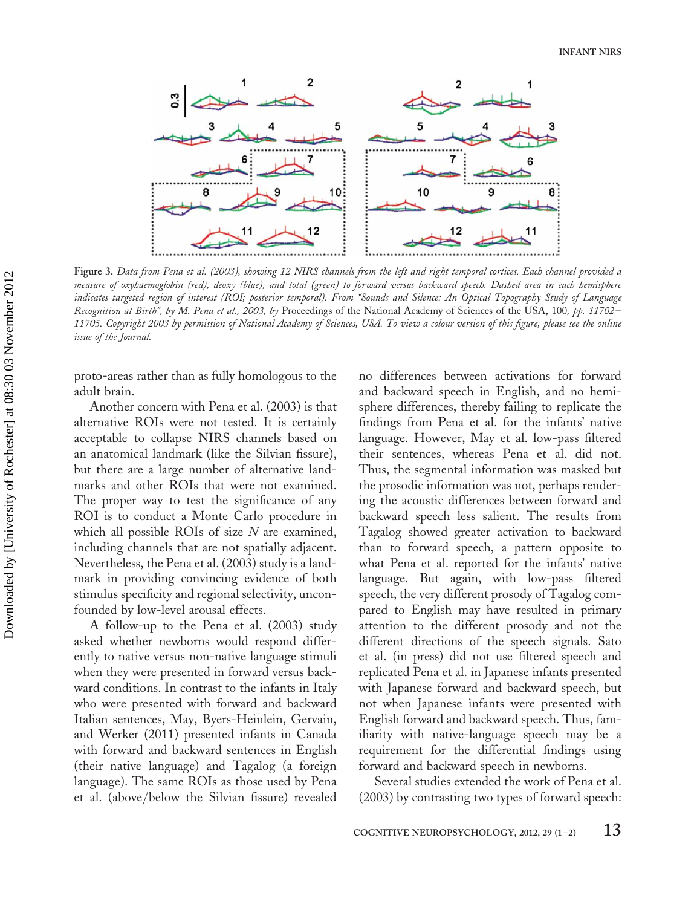1 2

0.3

3 4 5

6 7

8 9 10

11 12

2 1

5 4 3

7 6

10 9 8

12 11

**Figure 3.** *Data from Pena et al. (2003), showing 12 NIRS channels from the left and right temporal cortices. Each channel provided a measure of oxyhaemoglobin (red), deoxy (blue), and total (green) to forward versus backward speech. Dashed area in each hemisphere indicates targeted region of interest (ROI; posterior temporal). From "Sounds and Silence: An Optical Topography Study of Language Recognition at Birth", by M. Pena et al., 2003, by* Proceedings of the National Academy of Sciences of the USA, 100, *pp. 11702–11705. Copyright 2003 by permission of National Academy of Sciences, USA. To view a colour version of this figure, please see the online issue of the Journal.*

proto-areas rather than as fully homologous to the adult brain.

Another concern with Pena et al. (2003) is that alternative ROIs were not tested. It is certainly acceptable to collapse NIRS channels based on an anatomical landmark (like the Silvian fissure), but there are a large number of alternative landmarks and other ROIs that were not examined. The proper way to test the significance of any ROI is to conduct a Monte Carlo procedure in which all possible ROIs of size *N* are examined, including channels that are not spatially adjacent. Nevertheless, the Pena et al. (2003) study is a landmark in providing convincing evidence of both stimulus specificity and regional selectivity, unconfounded by low-level arousal effects.

A follow-up to the Pena et al. (2003) study asked whether newborns would respond differently to native versus non-native language stimuli when they were presented in forward versus backward conditions. In contrast to the infants in Italy who were presented with forward and backward Italian sentences, May, Byers-Heinlein, Gervain, and Werker (2011) presented infants in Canada with forward and backward sentences in English (their native language) and Tagalog (a foreign language). The same ROIs as those used by Pena et al. (above/below the Silvian fissure) revealed no differences between activations for forward and backward speech in English, and no hemisphere differences, thereby failing to replicate the findings from Pena et al. for the infants' native language. However, May et al. low-pass filtered their sentences, whereas Pena et al. did not. Thus, the segmental information was masked but the prosodic information was not, perhaps rendering the acoustic differences between forward and backward speech less salient. The results from Tagalog showed greater activation to backward than to forward speech, a pattern opposite to what Pena et al. reported for the infants' native language. But again, with low-pass filtered speech, the very different prosody of Tagalog compared to English may have resulted in primary attention to the different prosody and not the different directions of the speech signals. Sato et al. (in press) did not use filtered speech and replicated Pena et al. in Japanese infants presented with Japanese forward and backward speech, but not when Japanese infants were presented with English forward and backward speech. Thus, familiarity with native-language speech may be a requirement for the differential findings using forward and backward speech in newborns.

Several studies extended the work of Pena et al. (2003) by contrasting two types of forward speech: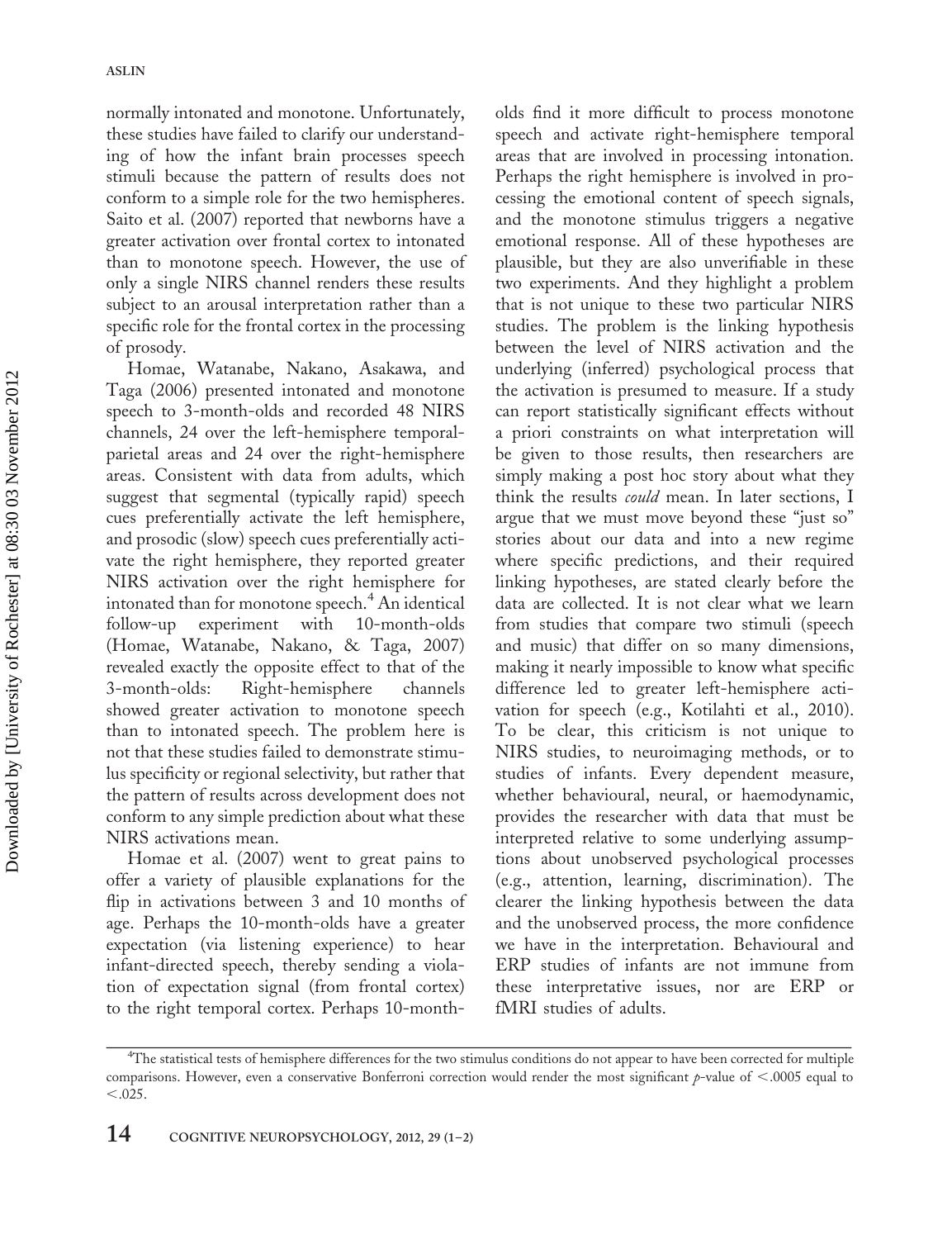normally intonated and monotone. Unfortunately, these studies have failed to clarify our understanding of how the infant brain processes speech stimuli because the pattern of results does not conform to a simple role for the two hemispheres. Saito et al. (2007) reported that newborns have a greater activation over frontal cortex to intonated than to monotone speech. However, the use of only a single NIRS channel renders these results subject to an arousal interpretation rather than a specific role for the frontal cortex in the processing of prosody.

Homae, Watanabe, Nakano, Asakawa, and Taga (2006) presented intonated and monotone speech to 3-month-olds and recorded 48 NIRS channels, 24 over the left-hemisphere temporal-parietal areas and 24 over the right-hemisphere areas. Consistent with data from adults, which suggest that segmental (typically rapid) speech cues preferentially activate the left hemisphere, and prosodic (slow) speech cues preferentially activate the right hemisphere, they reported greater NIRS activation over the right hemisphere for intonated than for monotone speech.[4] An identical follow-up experiment with 10-month-olds (Homae, Watanabe, Nakano, & Taga, 2007) revealed exactly the opposite effect to that of the 3-month-olds: Right-hemisphere channels showed greater activation to monotone speech than to intonated speech. The problem here is not that these studies failed to demonstrate stimulus specificity or regional selectivity, but rather that the pattern of results across development does not conform to any simple prediction about what these NIRS activations mean.

Homae et al. (2007) went to great pains to offer a variety of plausible explanations for the flip in activations between 3 and 10 months of age. Perhaps the 10-month-olds have a greater expectation (via listening experience) to hear infant-directed speech, thereby sending a violation of expectation signal (from frontal cortex) to the right temporal cortex. Perhaps 10-month-olds find it more difficult to process monotone speech and activate right-hemisphere temporal areas that are involved in processing intonation. Perhaps the right hemisphere is involved in processing the emotional content of speech signals, and the monotone stimulus triggers a negative emotional response. All of these hypotheses are plausible, but they are also unverifiable in these two experiments. And they highlight a problem that is not unique to these two particular NIRS studies. The problem is the linking hypothesis between the level of NIRS activation and the underlying (inferred) psychological process that the activation is presumed to measure. If a study can report statistically significant effects without a priori constraints on what interpretation will be given to those results, then researchers are simply making a post hoc story about what they think the results *could* mean. In later sections, I argue that we must move beyond these "just so" stories about our data and into a new regime where specific predictions, and their required linking hypotheses, are stated clearly before the data are collected. It is not clear what we learn from studies that compare two stimuli (speech and music) that differ on so many dimensions, making it nearly impossible to know what specific difference led to greater left-hemisphere activation for speech (e.g., Kotilahti et al., 2010). To be clear, this criticism is not unique to NIRS studies, to neuroimaging methods, or to studies of infants. Every dependent measure, whether behavioural, neural, or haemodynamic, provides the researcher with data that must be interpreted relative to some underlying assumptions about unobserved psychological processes (e.g., attention, learning, discrimination). The clearer the linking hypothesis between the data and the unobserved process, the more confidence we have in the interpretation. Behavioural and ERP studies of infants are not immune from these interpretative issues, nor are ERP or fMRI studies of adults.

---

[4] The statistical tests of hemisphere differences for the two stimulus conditions do not appear to have been corrected for multiple comparisons. However, even a conservative Bonferroni correction would render the most significant $p$-value of $< .0005$ equal to $< .025$.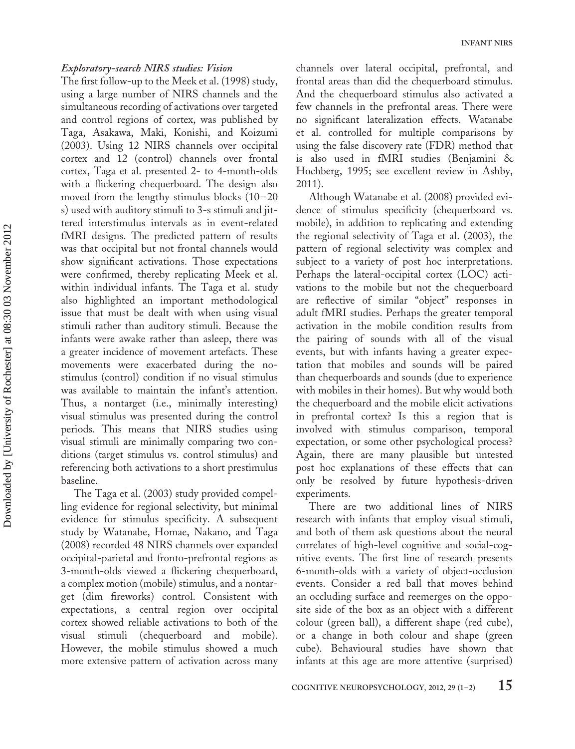### *Exploratory-search NIRS studies: Vision*

The first follow-up to the Meek et al. (1998) study, using a large number of NIRS channels and the simultaneous recording of activations over targeted and control regions of cortex, was published by Taga, Asakawa, Maki, Konishi, and Koizumi (2003). Using 12 NIRS channels over occipital cortex and 12 (control) channels over frontal cortex, Taga et al. presented 2- to 4-month-olds with a flickering chequerboard. The design also moved from the lengthy stimulus blocks (10–20 s) used with auditory stimuli to 3-s stimuli and jittered interstimulus intervals as in event-related fMRI designs. The predicted pattern of results was that occipital but not frontal channels would show significant activations. Those expectations were confirmed, thereby replicating Meek et al. within individual infants. The Taga et al. study also highlighted an important methodological issue that must be dealt with when using visual stimuli rather than auditory stimuli. Because the infants were awake rather than asleep, there was a greater incidence of movement artefacts. These movements were exacerbated during the no-stimulus (control) condition if no visual stimulus was available to maintain the infant's attention. Thus, a nontarget (i.e., minimally interesting) visual stimulus was presented during the control periods. This means that NIRS studies using visual stimuli are minimally comparing two conditions (target stimulus vs. control stimulus) and referencing both activations to a short prestimulus baseline.

The Taga et al. (2003) study provided compelling evidence for regional selectivity, but minimal evidence for stimulus specificity. A subsequent study by Watanabe, Homae, Nakano, and Taga (2008) recorded 48 NIRS channels over expanded occipital-parietal and fronto-prefrontal regions as 3-month-olds viewed a flickering chequerboard, a complex motion (mobile) stimulus, and a nontarget (dim fireworks) control. Consistent with expectations, a central region over occipital cortex showed reliable activations to both of the visual stimuli (chequerboard and mobile). However, the mobile stimulus showed a much more extensive pattern of activation across many channels over lateral occipital, prefrontal, and frontal areas than did the chequerboard stimulus. And the chequerboard stimulus also activated a few channels in the prefrontal areas. There were no significant lateralization effects. Watanabe et al. controlled for multiple comparisons by using the false discovery rate (FDR) method that is also used in fMRI studies (Benjamini & Hochberg, 1995; see excellent review in Ashby, 2011).

Although Watanabe et al. (2008) provided evidence of stimulus specificity (chequerboard vs. mobile), in addition to replicating and extending the regional selectivity of Taga et al. (2003), the pattern of regional selectivity was complex and subject to a variety of post hoc interpretations. Perhaps the lateral-occipital cortex (LOC) activations to the mobile but not the chequerboard are reflective of similar "object" responses in adult fMRI studies. Perhaps the greater temporal activation in the mobile condition results from the pairing of sounds with all of the visual events, but with infants having a greater expectation that mobiles and sounds will be paired than chequerboards and sounds (due to experience with mobiles in their homes). But why would both the chequerboard and the mobile elicit activations in prefrontal cortex? Is this a region that is involved with stimulus comparison, temporal expectation, or some other psychological process? Again, there are many plausible but untested post hoc explanations of these effects that can only be resolved by future hypothesis-driven experiments.

There are two additional lines of NIRS research with infants that employ visual stimuli, and both of them ask questions about the neural correlates of high-level cognitive and social-cognitive events. The first line of research presents 6-month-olds with a variety of object-occlusion events. Consider a red ball that moves behind an occluding surface and reemerges on the opposite side of the box as an object with a different colour (green ball), a different shape (red cube), or a change in both colour and shape (green cube). Behavioural studies have shown that infants at this age are more attentive (surprised)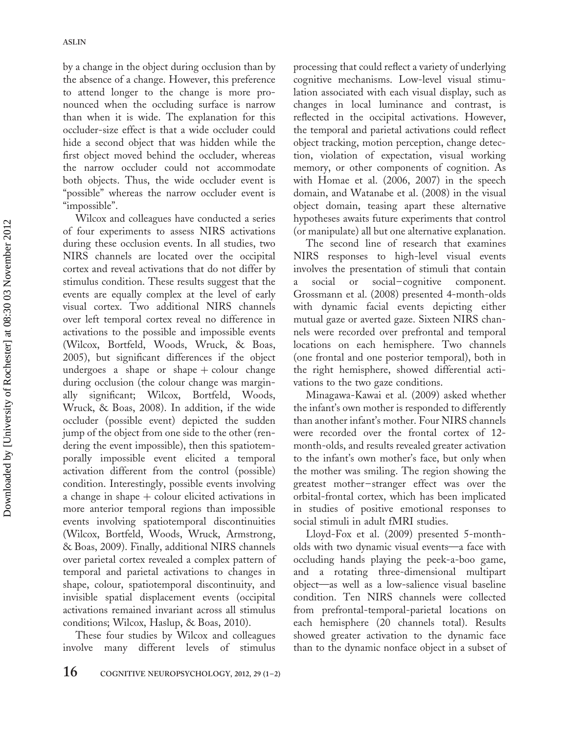by a change in the object during occlusion than by the absence of a change. However, this preference to attend longer to the change is more pronounced when the occluding surface is narrow than when it is wide. The explanation for this occluder-size effect is that a wide occluder could hide a second object that was hidden while the first object moved behind the occluder, whereas the narrow occluder could not accommodate both objects. Thus, the wide occluder event is "possible" whereas the narrow occluder event is "impossible".

Wilcox and colleagues have conducted a series of four experiments to assess NIRS activations during these occlusion events. In all studies, two NIRS channels are located over the occipital cortex and reveal activations that do not differ by stimulus condition. These results suggest that the events are equally complex at the level of early visual cortex. Two additional NIRS channels over left temporal cortex reveal no difference in activations to the possible and impossible events (Wilcox, Bortfeld, Woods, Wruck, & Boas, 2005), but significant differences if the object undergoes a shape or shape + colour change during occlusion (the colour change was marginally significant; Wilcox, Bortfeld, Woods, Wruck, & Boas, 2008). In addition, if the wide occluder (possible event) depicted the sudden jump of the object from one side to the other (rendering the event impossible), then this spatiotemporally impossible event elicited a temporal activation different from the control (possible) condition. Interestingly, possible events involving a change in shape + colour elicited activations in more anterior temporal regions than impossible events involving spatiotemporal discontinuities (Wilcox, Bortfeld, Woods, Wruck, Armstrong, & Boas, 2009). Finally, additional NIRS channels over parietal cortex revealed a complex pattern of temporal and parietal activations to changes in shape, colour, spatiotemporal discontinuity, and invisible spatial displacement events (occipital activations remained invariant across all stimulus conditions; Wilcox, Haslup, & Boas, 2010).

These four studies by Wilcox and colleagues involve many different levels of stimulus processing that could reflect a variety of underlying cognitive mechanisms. Low-level visual stimulation associated with each visual display, such as changes in local luminance and contrast, is reflected in the occipital activations. However, the temporal and parietal activations could reflect object tracking, motion perception, change detection, violation of expectation, visual working memory, or other components of cognition. As with Homae et al. (2006, 2007) in the speech domain, and Watanabe et al. (2008) in the visual object domain, teasing apart these alternative hypotheses awaits future experiments that control (or manipulate) all but one alternative explanation.

The second line of research that examines NIRS responses to high-level visual events involves the presentation of stimuli that contain a social or social–cognitive component. Grossmann et al. (2008) presented 4-month-olds with dynamic facial events depicting either mutual gaze or averted gaze. Sixteen NIRS channels were recorded over prefrontal and temporal locations on each hemisphere. Two channels (one frontal and one posterior temporal), both in the right hemisphere, showed differential activations to the two gaze conditions.

Minagawa-Kawai et al. (2009) asked whether the infant's own mother is responded to differently than another infant's mother. Four NIRS channels were recorded over the frontal cortex of 12-month-olds, and results revealed greater activation to the infant's own mother's face, but only when the mother was smiling. The region showing the greatest mother–stranger effect was over the orbital-frontal cortex, which has been implicated in studies of positive emotional responses to social stimuli in adult fMRI studies.

Lloyd-Fox et al. (2009) presented 5-month-olds with two dynamic visual events—a face with occluding hands playing the peek-a-boo game, and a rotating three-dimensional multipart object—as well as a low-salience visual baseline condition. Ten NIRS channels were collected from prefrontal-temporal-parietal locations on each hemisphere (20 channels total). Results showed greater activation to the dynamic face than to the dynamic nonface object in a subset of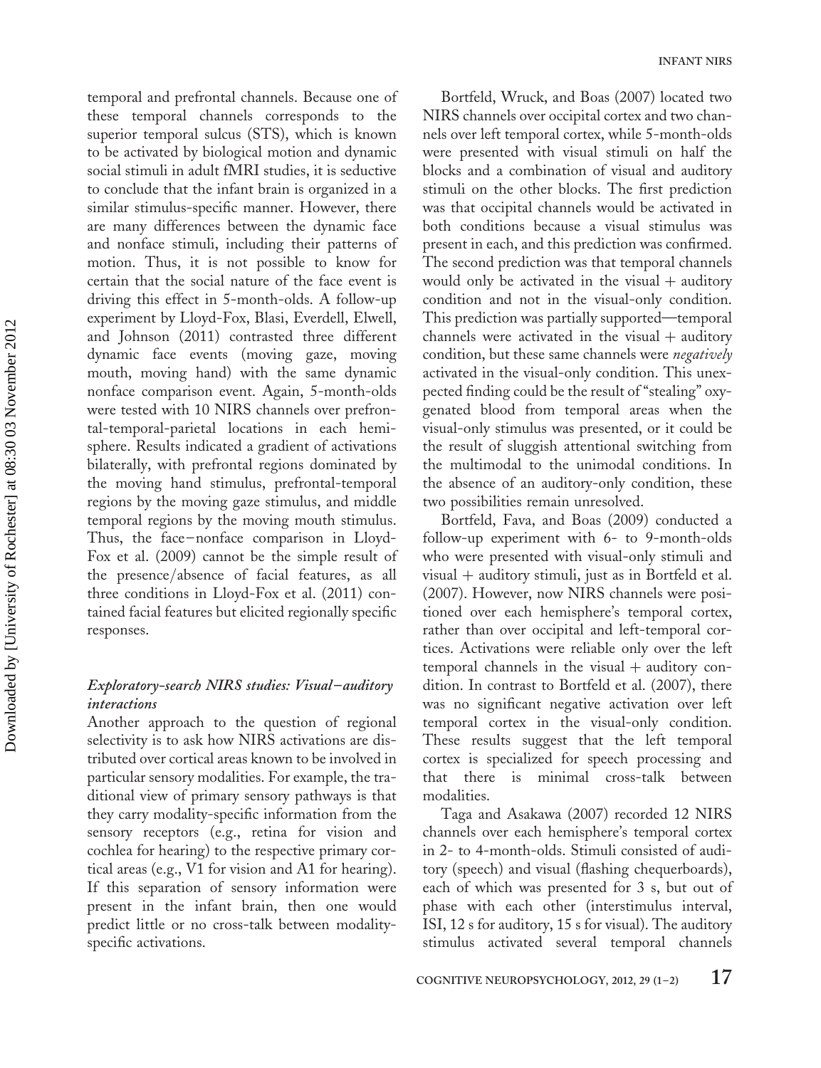temporal and prefrontal channels. Because one of these temporal channels corresponds to the superior temporal sulcus (STS), which is known to be activated by biological motion and dynamic social stimuli in adult fMRI studies, it is seductive to conclude that the infant brain is organized in a similar stimulus-specific manner. However, there are many differences between the dynamic face and nonface stimuli, including their patterns of motion. Thus, it is not possible to know for certain that the social nature of the face event is driving this effect in 5-month-olds. A follow-up experiment by Lloyd-Fox, Blasi, Everdell, Elwell, and Johnson (2011) contrasted three different dynamic face events (moving gaze, moving mouth, moving hand) with the same dynamic nonface comparison event. Again, 5-month-olds were tested with 10 NIRS channels over prefrontal-temporal-parietal locations in each hemisphere. Results indicated a gradient of activations bilaterally, with prefrontal regions dominated by the moving hand stimulus, prefrontal-temporal regions by the moving gaze stimulus, and middle temporal regions by the moving mouth stimulus. Thus, the face–nonface comparison in Lloyd-Fox et al. (2009) cannot be the simple result of the presence/absence of facial features, as all three conditions in Lloyd-Fox et al. (2011) contained facial features but elicited regionally specific responses.

### *Exploratory-search NIRS studies: Visual–auditory interactions*

Another approach to the question of regional selectivity is to ask how NIRS activations are distributed over cortical areas known to be involved in particular sensory modalities. For example, the traditional view of primary sensory pathways is that they carry modality-specific information from the sensory receptors (e.g., retina for vision and cochlea for hearing) to the respective primary cortical areas (e.g., V1 for vision and A1 for hearing). If this separation of sensory information were present in the infant brain, then one would predict little or no cross-talk between modality-specific activations.

Bortfeld, Wruck, and Boas (2007) located two NIRS channels over occipital cortex and two channels over left temporal cortex, while 5-month-olds were presented with visual stimuli on half the blocks and a combination of visual and auditory stimuli on the other blocks. The first prediction was that occipital channels would be activated in both conditions because a visual stimulus was present in each, and this prediction was confirmed. The second prediction was that temporal channels would only be activated in the visual + auditory condition and not in the visual-only condition. This prediction was partially supported—temporal channels were activated in the visual + auditory condition, but these same channels were *negatively* activated in the visual-only condition. This unexpected finding could be the result of "stealing" oxygenated blood from temporal areas when the visual-only stimulus was presented, or it could be the result of sluggish attentional switching from the multimodal to the unimodal conditions. In the absence of an auditory-only condition, these two possibilities remain unresolved.

Bortfeld, Fava, and Boas (2009) conducted a follow-up experiment with 6- to 9-month-olds who were presented with visual-only stimuli and visual + auditory stimuli, just as in Bortfeld et al. (2007). However, now NIRS channels were positioned over each hemisphere's temporal cortex, rather than over occipital and left-temporal cortices. Activations were reliable only over the left temporal channels in the visual + auditory condition. In contrast to Bortfeld et al. (2007), there was no significant negative activation over left temporal cortex in the visual-only condition. These results suggest that the left temporal cortex is specialized for speech processing and that there is minimal cross-talk between modalities.

Taga and Asakawa (2007) recorded 12 NIRS channels over each hemisphere's temporal cortex in 2- to 4-month-olds. Stimuli consisted of auditory (speech) and visual (flashing chequerboards), each of which was presented for 3 s, but out of phase with each other (interstimulus interval, ISI, 12 s for auditory, 15 s for visual). The auditory stimulus activated several temporal channels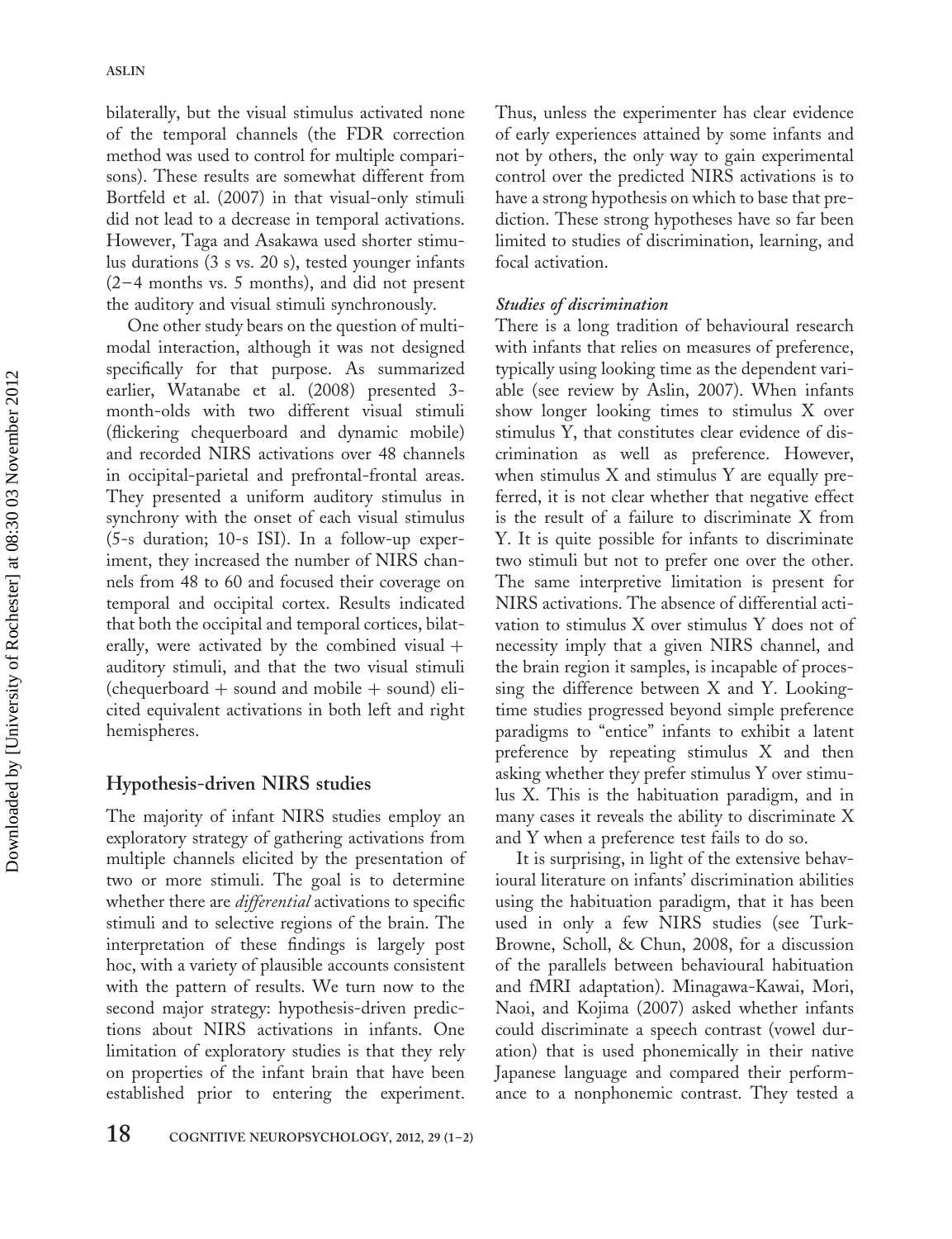bilaterally, but the visual stimulus activated none of the temporal channels (the FDR correction method was used to control for multiple comparisons). These results are somewhat different from Bortfeld et al. (2007) in that visual-only stimuli did not lead to a decrease in temporal activations. However, Taga and Asakawa used shorter stimulus durations (3 s vs. 20 s), tested younger infants (2–4 months vs. 5 months), and did not present the auditory and visual stimuli synchronously.

One other study bears on the question of multimodal interaction, although it was not designed specifically for that purpose. As summarized earlier, Watanabe et al. (2008) presented 3-month-olds with two different visual stimuli (flickering chequerboard and dynamic mobile) and recorded NIRS activations over 48 channels in occipital-parietal and prefrontal-frontal areas. They presented a uniform auditory stimulus in synchrony with the onset of each visual stimulus (5-s duration; 10-s ISI). In a follow-up experiment, they increased the number of NIRS channels from 48 to 60 and focused their coverage on temporal and occipital cortex. Results indicated that both the occipital and temporal cortices, bilaterally, were activated by the combined visual + auditory stimuli, and that the two visual stimuli (chequerboard + sound and mobile + sound) elicited equivalent activations in both left and right hemispheres.

## Hypothesis-driven NIRS studies

The majority of infant NIRS studies employ an exploratory strategy of gathering activations from multiple channels elicited by the presentation of two or more stimuli. The goal is to determine whether there are *differential* activations to specific stimuli and to selective regions of the brain. The interpretation of these findings is largely post hoc, with a variety of plausible accounts consistent with the pattern of results. We turn now to the second major strategy: hypothesis-driven predictions about NIRS activations in infants. One limitation of exploratory studies is that they rely on properties of the infant brain that have been established prior to entering the experiment. Thus, unless the experimenter has clear evidence of early experiences attained by some infants and not by others, the only way to gain experimental control over the predicted NIRS activations is to have a strong hypothesis on which to base that prediction. These strong hypotheses have so far been limited to studies of discrimination, learning, and focal activation.

### *Studies of discrimination*

There is a long tradition of behavioural research with infants that relies on measures of preference, typically using looking time as the dependent variable (see review by Aslin, 2007). When infants show longer looking times to stimulus X over stimulus Y, that constitutes clear evidence of discrimination as well as preference. However, when stimulus X and stimulus Y are equally preferred, it is not clear whether that negative effect is the result of a failure to discriminate X from Y. It is quite possible for infants to discriminate two stimuli but not to prefer one over the other. The same interpretive limitation is present for NIRS activations. The absence of differential activation to stimulus X over stimulus Y does not of necessity imply that a given NIRS channel, and the brain region it samples, is incapable of processing the difference between X and Y. Looking-time studies progressed beyond simple preference paradigms to "entice" infants to exhibit a latent preference by repeating stimulus X and then asking whether they prefer stimulus Y over stimulus X. This is the habituation paradigm, and in many cases it reveals the ability to discriminate X and Y when a preference test fails to do so.

It is surprising, in light of the extensive behavioural literature on infants' discrimination abilities using the habituation paradigm, that it has been used in only a few NIRS studies (see Turk-Browne, Scholl, & Chun, 2008, for a discussion of the parallels between behavioural habituation and fMRI adaptation). Minagawa-Kawai, Mori, Naoi, and Kojima (2007) asked whether infants could discriminate a speech contrast (vowel duration) that is used phonemically in their native Japanese language and compared their performance to a nonphonemic contrast. They tested a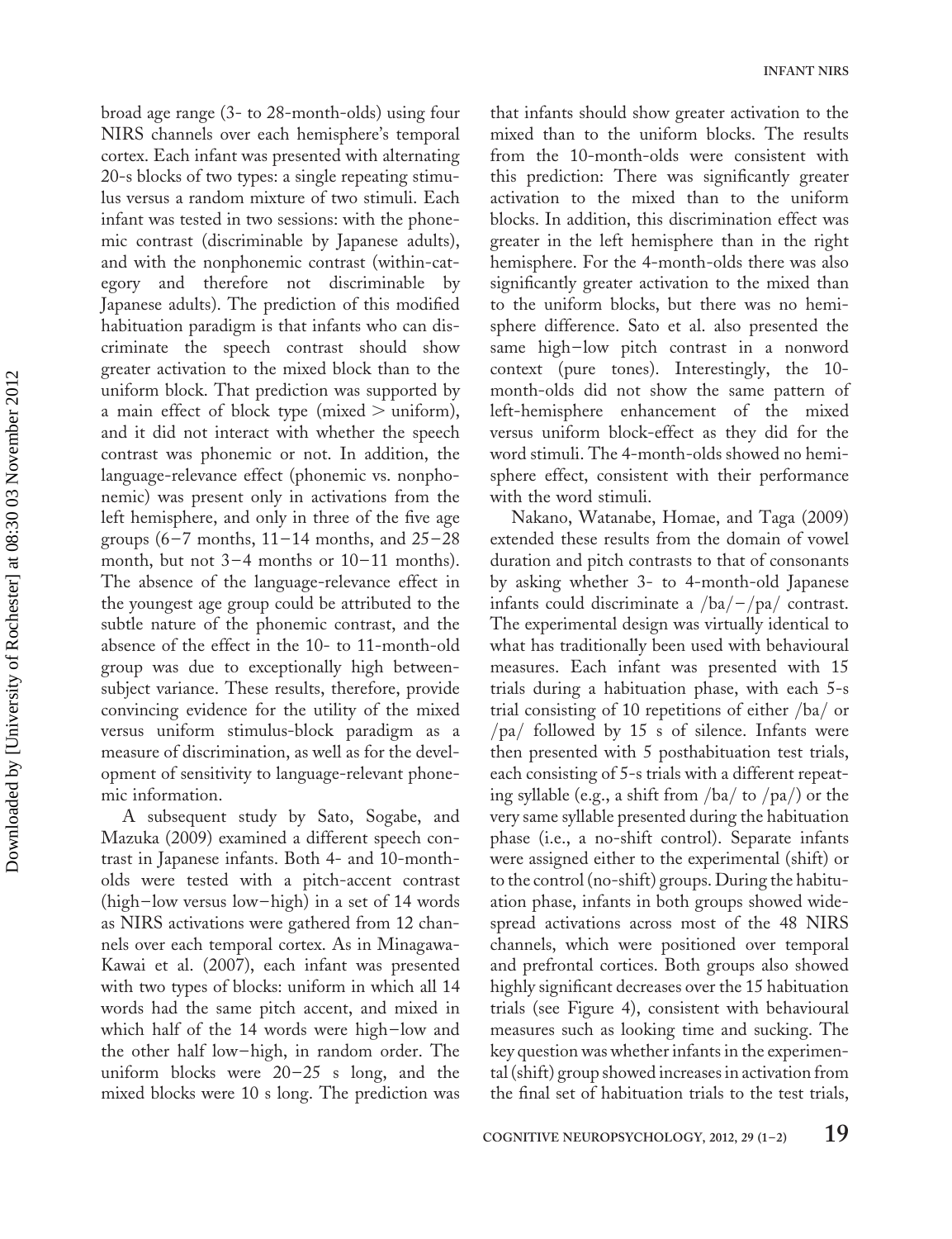broad age range (3- to 28-month-olds) using four NIRS channels over each hemisphere's temporal cortex. Each infant was presented with alternating 20-s blocks of two types: a single repeating stimulus versus a random mixture of two stimuli. Each infant was tested in two sessions: with the phonemic contrast (discriminable by Japanese adults), and with the nonphonemic contrast (within-category and therefore not discriminable by Japanese adults). The prediction of this modified habituation paradigm is that infants who can discriminate the speech contrast should show greater activation to the mixed block than to the uniform block. That prediction was supported by a main effect of block type (mixed > uniform), and it did not interact with whether the speech contrast was phonemic or not. In addition, the language-relevance effect (phonemic vs. nonphonemic) was present only in activations from the left hemisphere, and only in three of the five age groups (6–7 months, 11–14 months, and 25–28 month, but not 3–4 months or 10–11 months). The absence of the language-relevance effect in the youngest age group could be attributed to the subtle nature of the phonemic contrast, and the absence of the effect in the 10- to 11-month-old group was due to exceptionally high between-subject variance. These results, therefore, provide convincing evidence for the utility of the mixed versus uniform stimulus-block paradigm as a measure of discrimination, as well as for the development of sensitivity to language-relevant phonemic information.

A subsequent study by Sato, Sogabe, and Mazuka (2009) examined a different speech contrast in Japanese infants. Both 4- and 10-month-olds were tested with a pitch-accent contrast (high–low versus low–high) in a set of 14 words as NIRS activations were gathered from 12 channels over each temporal cortex. As in Minagawa-Kawai et al. (2007), each infant was presented with two types of blocks: uniform in which all 14 words had the same pitch accent, and mixed in which half of the 14 words were high–low and the other half low–high, in random order. The uniform blocks were 20–25 s long, and the mixed blocks were 10 s long. The prediction was that infants should show greater activation to the mixed than to the uniform blocks. The results from the 10-month-olds were consistent with this prediction: There was significantly greater activation to the mixed than to the uniform blocks. In addition, this discrimination effect was greater in the left hemisphere than in the right hemisphere. For the 4-month-olds there was also significantly greater activation to the mixed than to the uniform blocks, but there was no hemisphere difference. Sato et al. also presented the same high–low pitch contrast in a nonword context (pure tones). Interestingly, the 10-month-olds did not show the same pattern of left-hemisphere enhancement of the mixed versus uniform block-effect as they did for the word stimuli. The 4-month-olds showed no hemisphere effect, consistent with their performance with the word stimuli.

Nakano, Watanabe, Homae, and Taga (2009) extended these results from the domain of vowel duration and pitch contrasts to that of consonants by asking whether 3- to 4-month-old Japanese infants could discriminate a /ba/–/pa/ contrast. The experimental design was virtually identical to what has traditionally been used with behavioural measures. Each infant was presented with 15 trials during a habituation phase, with each 5-s trial consisting of 10 repetitions of either /ba/ or /pa/ followed by 15 s of silence. Infants were then presented with 5 posthabituation test trials, each consisting of 5-s trials with a different repeating syllable (e.g., a shift from /ba/ to /pa/) or the very same syllable presented during the habituation phase (i.e., a no-shift control). Separate infants were assigned either to the experimental (shift) or to the control (no-shift) groups. During the habituation phase, infants in both groups showed widespread activations across most of the 48 NIRS channels, which were positioned over temporal and prefrontal cortices. Both groups also showed highly significant decreases over the 15 habituation trials (see Figure 4), consistent with behavioural measures such as looking time and sucking. The key question was whether infants in the experimental (shift) group showed increases in activation from the final set of habituation trials to the test trials,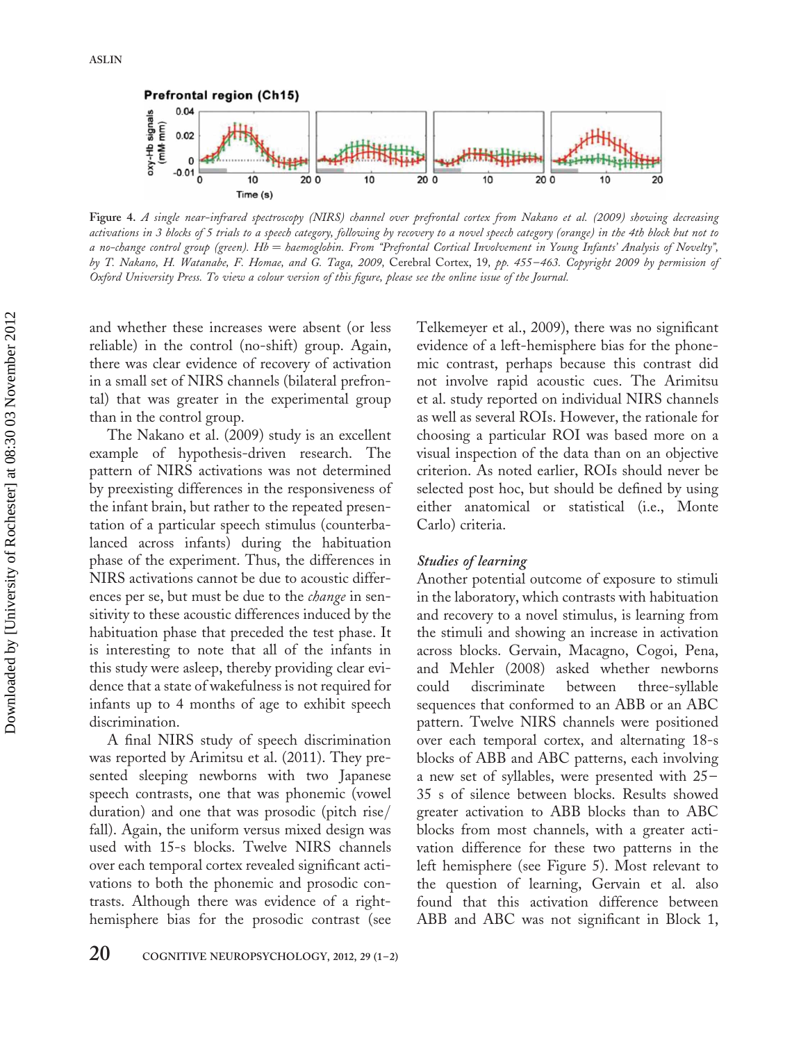**Figure 4.** *A single near-infrared spectroscopy (NIRS) channel over prefrontal cortex from Nakano et al. (2009) showing decreasing activations in 3 blocks of 5 trials to a speech category, following by recovery to a novel speech category (orange) in the 4th block but not to a no-change control group (green). Hb = haemoglobin. From "Prefrontal Cortical Involvement in Young Infants' Analysis of Novelty", by T. Nakano, H. Watanabe, F. Homae, and G. Taga, 2009,* Cerebral Cortex, *19, pp. 455–463. Copyright 2009 by permission of Oxford University Press. To view a colour version of this figure, please see the online issue of the Journal.*

and whether these increases were absent (or less reliable) in the control (no-shift) group. Again, there was clear evidence of recovery of activation in a small set of NIRS channels (bilateral prefrontal) that was greater in the experimental group than in the control group.

The Nakano et al. (2009) study is an excellent example of hypothesis-driven research. The pattern of NIRS activations was not determined by preexisting differences in the responsiveness of the infant brain, but rather to the repeated presentation of a particular speech stimulus (counterbalanced across infants) during the habituation phase of the experiment. Thus, the differences in NIRS activations cannot be due to acoustic differences per se, but must be due to the *change* in sensitivity to these acoustic differences induced by the habituation phase that preceded the test phase. It is interesting to note that all of the infants in this study were asleep, thereby providing clear evidence that a state of wakefulness is not required for infants up to 4 months of age to exhibit speech discrimination.

A final NIRS study of speech discrimination was reported by Arimitsu et al. (2011). They presented sleeping newborns with two Japanese speech contrasts, one that was phonemic (vowel duration) and one that was prosodic (pitch rise/fall). Again, the uniform versus mixed design was used with 15-s blocks. Twelve NIRS channels over each temporal cortex revealed significant activations to both the phonemic and prosodic contrasts. Although there was evidence of a right-hemisphere bias for the prosodic contrast (see Telkemeyer et al., 2009), there was no significant evidence of a left-hemisphere bias for the phonemic contrast, perhaps because this contrast did not involve rapid acoustic cues. The Arimitsu et al. study reported on individual NIRS channels as well as several ROIs. However, the rationale for choosing a particular ROI was based more on a visual inspection of the data than on an objective criterion. As noted earlier, ROIs should never be selected post hoc, but should be defined by using either anatomical or statistical (i.e., Monte Carlo) criteria.

### *Studies of learning*

Another potential outcome of exposure to stimuli in the laboratory, which contrasts with habituation and recovery to a novel stimulus, is learning from the stimuli and showing an increase in activation across blocks. Gervain, Macagno, Cogoi, Pena, and Mehler (2008) asked whether newborns could discriminate between three-syllable sequences that conformed to an ABB or an ABC pattern. Twelve NIRS channels were positioned over each temporal cortex, and alternating 18-s blocks of ABB and ABC patterns, each involving a new set of syllables, were presented with 25–35 s of silence between blocks. Results showed greater activation to ABB blocks than to ABC blocks from most channels, with a greater activation difference for these two patterns in the left hemisphere (see Figure 5). Most relevant to the question of learning, Gervain et al. also found that this activation difference between ABB and ABC was not significant in Block 1,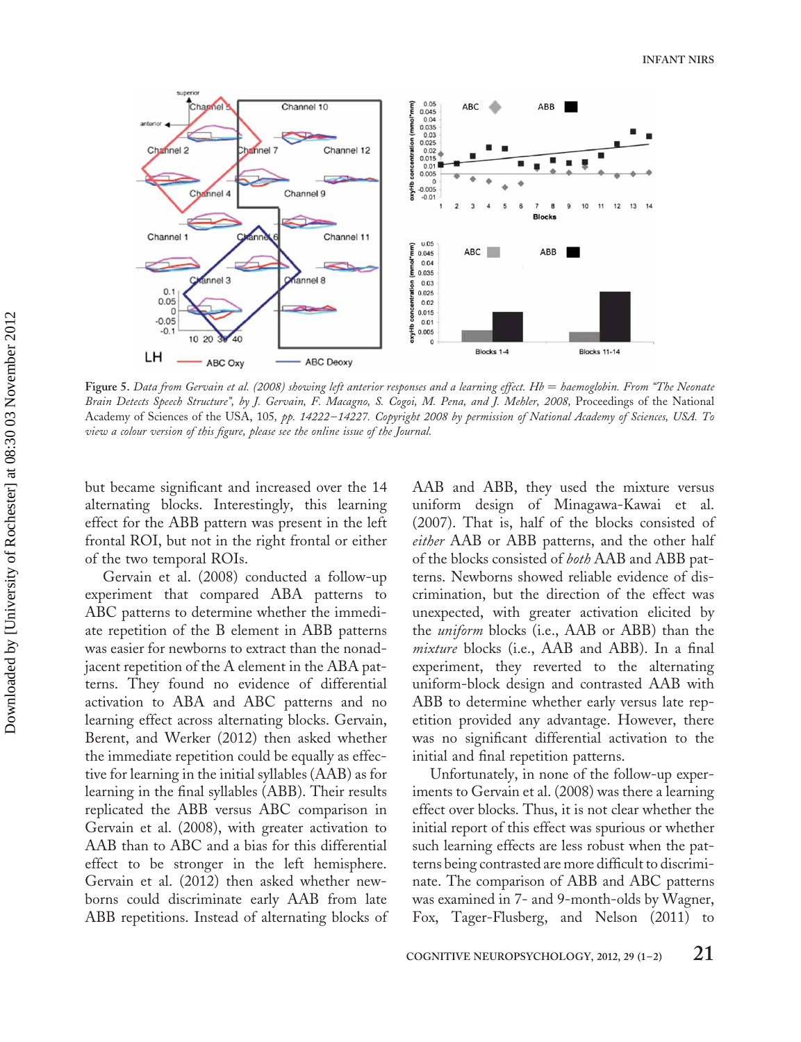Figure 5. *Data from Gervain et al. (2008) showing left anterior responses and a learning effect. Hb = haemoglobin. From "The Neonate Brain Detects Speech Structure", by J. Gervain, F. Macagno, S. Cogoi, M. Pena, and J. Mehler, 2008,* Proceedings of the National Academy of Sciences of the USA, 105, *pp. 14222–14227. Copyright 2008 by permission of National Academy of Sciences, USA. To view a colour version of this figure, please see the online issue of the Journal.*

but became significant and increased over the 14 alternating blocks. Interestingly, this learning effect for the ABB pattern was present in the left frontal ROI, but not in the right frontal or either of the two temporal ROIs.

Gervain et al. (2008) conducted a follow-up experiment that compared ABA patterns to ABC patterns to determine whether the immediate repetition of the B element in ABB patterns was easier for newborns to extract than the nonadjacent repetition of the A element in the ABA patterns. They found no evidence of differential activation to ABA and ABC patterns and no learning effect across alternating blocks. Gervain, Berent, and Werker (2012) then asked whether the immediate repetition could be equally as effective for learning in the initial syllables (AAB) as for learning in the final syllables (ABB). Their results replicated the ABB versus ABC comparison in Gervain et al. (2008), with greater activation to AAB than to ABC and a bias for this differential effect to be stronger in the left hemisphere. Gervain et al. (2012) then asked whether newborns could discriminate early AAB from late ABB repetitions. Instead of alternating blocks of AAB and ABB, they used the mixture versus uniform design of Minagawa-Kawai et al. (2007). That is, half of the blocks consisted of *either* AAB or ABB patterns, and the other half of the blocks consisted of *both* AAB and ABB patterns. Newborns showed reliable evidence of discrimination, but the direction of the effect was unexpected, with greater activation elicited by the *uniform* blocks (i.e., AAB or ABB) than the *mixture* blocks (i.e., AAB and ABB). In a final experiment, they reverted to the alternating uniform-block design and contrasted AAB with ABB to determine whether early versus late repetition provided any advantage. However, there was no significant differential activation to the initial and final repetition patterns.

Unfortunately, in none of the follow-up experiments to Gervain et al. (2008) was there a learning effect over blocks. Thus, it is not clear whether the initial report of this effect was spurious or whether such learning effects are less robust when the patterns being contrasted are more difficult to discriminate. The comparison of ABB and ABC patterns was examined in 7- and 9-month-olds by Wagner, Fox, Tager-Flusberg, and Nelson (2011) to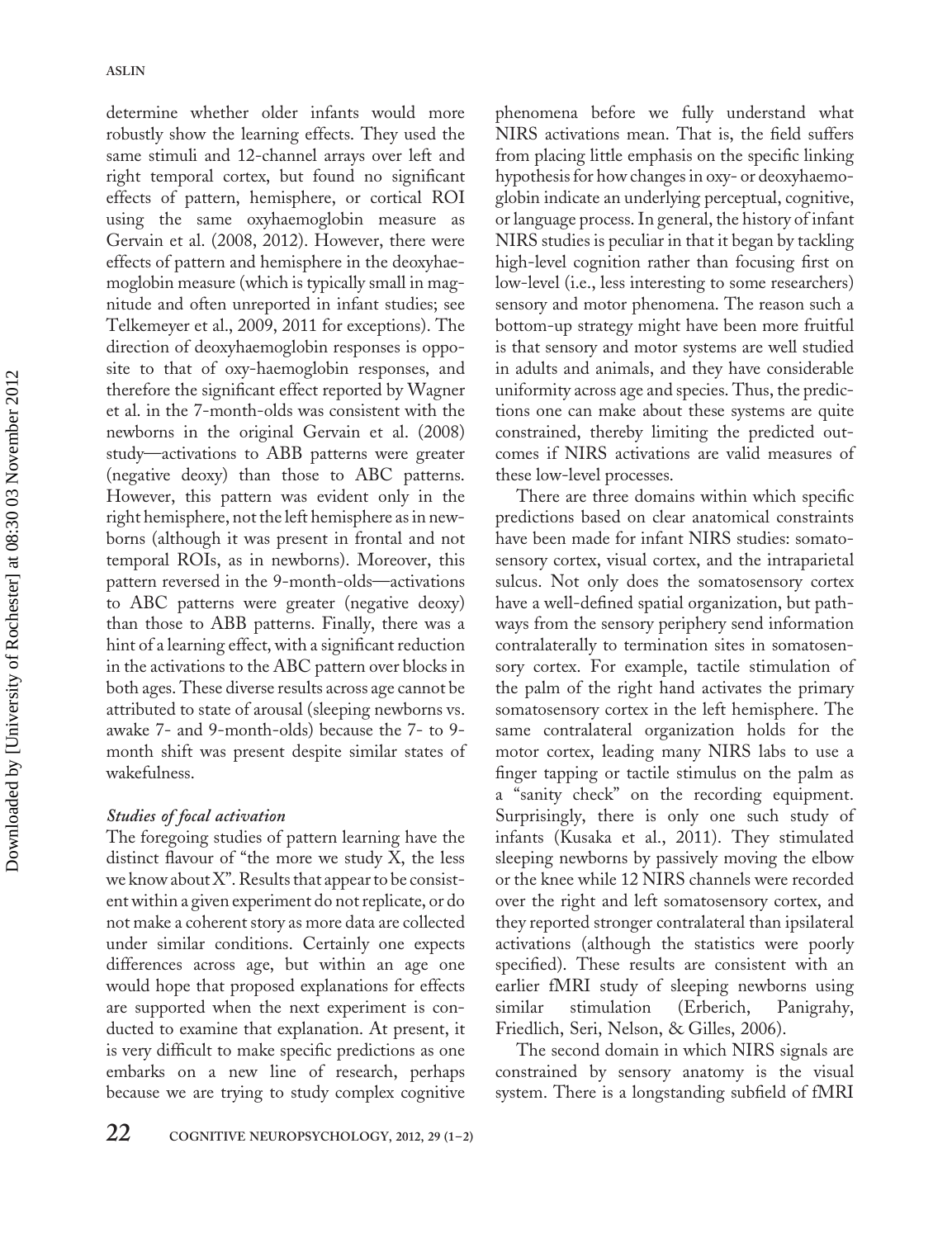determine whether older infants would more robustly show the learning effects. They used the same stimuli and 12-channel arrays over left and right temporal cortex, but found no significant effects of pattern, hemisphere, or cortical ROI using the same oxyhaemoglobin measure as Gervain et al. (2008, 2012). However, there were effects of pattern and hemisphere in the deoxyhaemoglobin measure (which is typically small in magnitude and often unreported in infant studies; see Telkemeyer et al., 2009, 2011 for exceptions). The direction of deoxyhaemoglobin responses is opposite to that of oxy-haemoglobin responses, and therefore the significant effect reported by Wagner et al. in the 7-month-olds was consistent with the newborns in the original Gervain et al. (2008) study—activations to ABB patterns were greater (negative deoxy) than those to ABC patterns. However, this pattern was evident only in the right hemisphere, not the left hemisphere as in newborns (although it was present in frontal and not temporal ROIs, as in newborns). Moreover, this pattern reversed in the 9-month-olds—activations to ABC patterns were greater (negative deoxy) than those to ABB patterns. Finally, there was a hint of a learning effect, with a significant reduction in the activations to the ABC pattern over blocks in both ages. These diverse results across age cannot be attributed to state of arousal (sleeping newborns vs. awake 7- and 9-month-olds) because the 7- to 9-month shift was present despite similar states of wakefulness.

### *Studies of focal activation*

The foregoing studies of pattern learning have the distinct flavour of "the more we study X, the less we know about X". Results that appear to be consistent within a given experiment do not replicate, or do not make a coherent story as more data are collected under similar conditions. Certainly one expects differences across age, but within an age one would hope that proposed explanations for effects are supported when the next experiment is conducted to examine that explanation. At present, it is very difficult to make specific predictions as one embarks on a new line of research, perhaps because we are trying to study complex cognitive phenomena before we fully understand what NIRS activations mean. That is, the field suffers from placing little emphasis on the specific linking hypothesis for how changes in oxy- or deoxyhaemoglobin indicate an underlying perceptual, cognitive, or language process. In general, the history of infant NIRS studies is peculiar in that it began by tackling high-level cognition rather than focusing first on low-level (i.e., less interesting to some researchers) sensory and motor phenomena. The reason such a bottom-up strategy might have been more fruitful is that sensory and motor systems are well studied in adults and animals, and they have considerable uniformity across age and species. Thus, the predictions one can make about these systems are quite constrained, thereby limiting the predicted outcomes if NIRS activations are valid measures of these low-level processes.

There are three domains within which specific predictions based on clear anatomical constraints have been made for infant NIRS studies: somatosensory cortex, visual cortex, and the intraparietal sulcus. Not only does the somatosensory cortex have a well-defined spatial organization, but pathways from the sensory periphery send information contralaterally to termination sites in somatosensory cortex. For example, tactile stimulation of the palm of the right hand activates the primary somatosensory cortex in the left hemisphere. The same contralateral organization holds for the motor cortex, leading many NIRS labs to use a finger tapping or tactile stimulus on the palm as a "sanity check" on the recording equipment. Surprisingly, there is only one such study of infants (Kusaka et al., 2011). They stimulated sleeping newborns by passively moving the elbow or the knee while 12 NIRS channels were recorded over the right and left somatosensory cortex, and they reported stronger contralateral than ipsilateral activations (although the statistics were poorly specified). These results are consistent with an earlier fMRI study of sleeping newborns using similar stimulation (Erberich, Panigrahy, Friedlich, Seri, Nelson, & Gilles, 2006).

The second domain in which NIRS signals are constrained by sensory anatomy is the visual system. There is a longstanding subfield of fMRI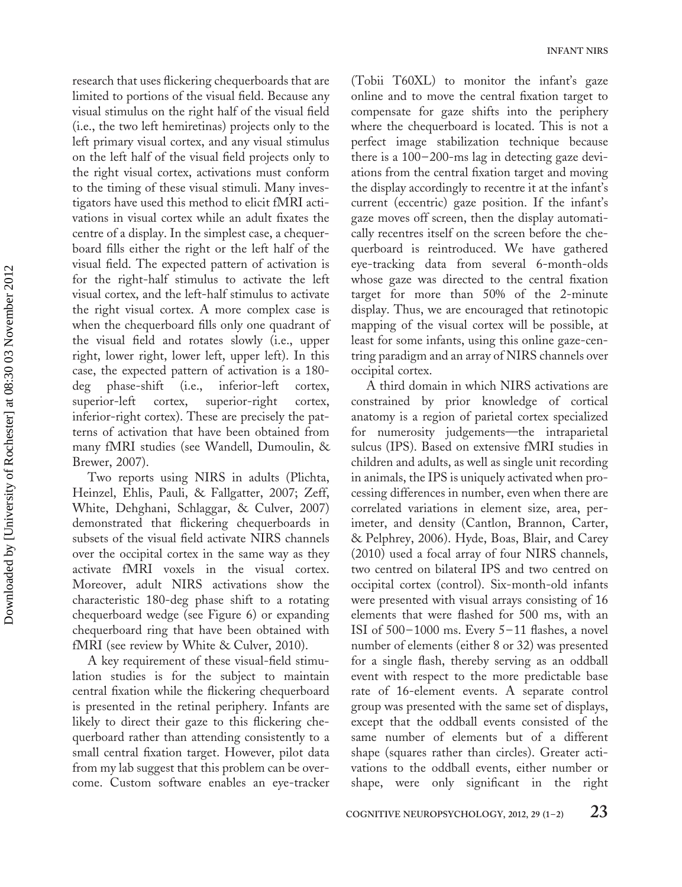research that uses flickering chequerboards that are limited to portions of the visual field. Because any visual stimulus on the right half of the visual field (i.e., the two left hemiretinas) projects only to the left primary visual cortex, and any visual stimulus on the left half of the visual field projects only to the right visual cortex, activations must conform to the timing of these visual stimuli. Many investigators have used this method to elicit fMRI activations in visual cortex while an adult fixates the centre of a display. In the simplest case, a chequerboard fills either the right or the left half of the visual field. The expected pattern of activation is for the right-half stimulus to activate the left visual cortex, and the left-half stimulus to activate the right visual cortex. A more complex case is when the chequerboard fills only one quadrant of the visual field and rotates slowly (i.e., upper right, lower right, lower left, upper left). In this case, the expected pattern of activation is a 180-deg phase-shift (i.e., inferior-left cortex, superior-left cortex, superior-right cortex, inferior-right cortex). These are precisely the patterns of activation that have been obtained from many fMRI studies (see Wandell, Dumoulin, & Brewer, 2007).

Two reports using NIRS in adults (Plichta, Heinzel, Ehlis, Pauli, & Fallgatter, 2007; Zeff, White, Dehghani, Schlaggar, & Culver, 2007) demonstrated that flickering chequerboards in subsets of the visual field activate NIRS channels over the occipital cortex in the same way as they activate fMRI voxels in the visual cortex. Moreover, adult NIRS activations show the characteristic 180-deg phase shift to a rotating chequerboard wedge (see Figure 6) or expanding chequerboard ring that have been obtained with fMRI (see review by White & Culver, 2010).

A key requirement of these visual-field stimulation studies is for the subject to maintain central fixation while the flickering chequerboard is presented in the retinal periphery. Infants are likely to direct their gaze to this flickering chequerboard rather than attending consistently to a small central fixation target. However, pilot data from my lab suggest that this problem can be overcome. Custom software enables an eye-tracker (Tobii T60XL) to monitor the infant's gaze online and to move the central fixation target to compensate for gaze shifts into the periphery where the chequerboard is located. This is not a perfect image stabilization technique because there is a 100–200-ms lag in detecting gaze deviations from the central fixation target and moving the display accordingly to recentre it at the infant's current (eccentric) gaze position. If the infant's gaze moves off screen, then the display automatically recentres itself on the screen before the chequerboard is reintroduced. We have gathered eye-tracking data from several 6-month-olds whose gaze was directed to the central fixation target for more than 50% of the 2-minute display. Thus, we are encouraged that retinotopic mapping of the visual cortex will be possible, at least for some infants, using this online gaze-centring paradigm and an array of NIRS channels over occipital cortex.

A third domain in which NIRS activations are constrained by prior knowledge of cortical anatomy is a region of parietal cortex specialized for numerosity judgements—the intraparietal sulcus (IPS). Based on extensive fMRI studies in children and adults, as well as single unit recording in animals, the IPS is uniquely activated when processing differences in number, even when there are correlated variations in element size, area, perimeter, and density (Cantlon, Brannon, Carter, & Pelphrey, 2006). Hyde, Boas, Blair, and Carey (2010) used a focal array of four NIRS channels, two centred on bilateral IPS and two centred on occipital cortex (control). Six-month-old infants were presented with visual arrays consisting of 16 elements that were flashed for 500 ms, with an ISI of 500–1000 ms. Every 5–11 flashes, a novel number of elements (either 8 or 32) was presented for a single flash, thereby serving as an oddball event with respect to the more predictable base rate of 16-element events. A separate control group was presented with the same set of displays, except that the oddball events consisted of the same number of elements but of a different shape (squares rather than circles). Greater activations to the oddball events, either number or shape, were only significant in the right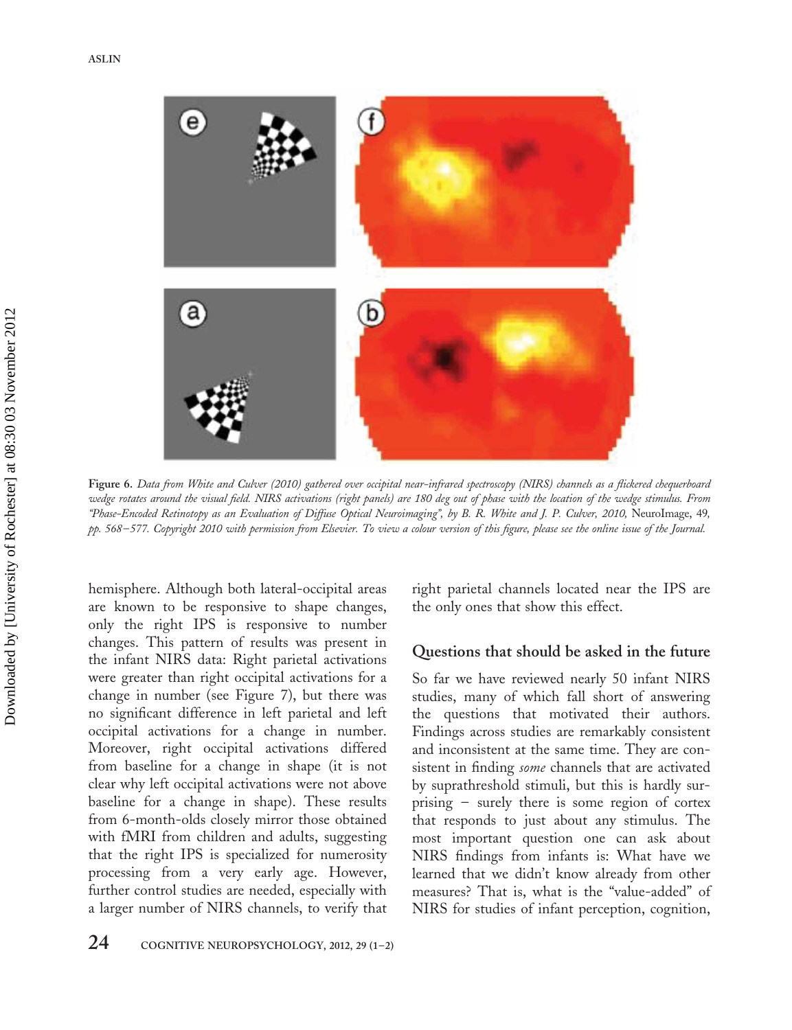**Figure 6.** *Data from White and Culver (2010) gathered over occipital near-infrared spectroscopy (NIRS) channels as a flickered chequerboard wedge rotates around the visual field. NIRS activations (right panels) are 180 deg out of phase with the location of the wedge stimulus. From "Phase-Encoded Retinotopy as an Evaluation of Diffuse Optical Neuroimaging", by B. R. White and J. P. Culver, 2010,* NeuroImage, *49, pp. 568–577. Copyright 2010 with permission from Elsevier. To view a colour version of this figure, please see the online issue of the Journal.*

hemisphere. Although both lateral-occipital areas are known to be responsive to shape changes, only the right IPS is responsive to number changes. This pattern of results was present in the infant NIRS data: Right parietal activations were greater than right occipital activations for a change in number (see Figure 7), but there was no significant difference in left parietal and left occipital activations for a change in number. Moreover, right occipital activations differed from baseline for a change in shape (it is not clear why left occipital activations were not above baseline for a change in shape). These results from 6-month-olds closely mirror those obtained with fMRI from children and adults, suggesting that the right IPS is specialized for numerosity processing from a very early age. However, further control studies are needed, especially with a larger number of NIRS channels, to verify that right parietal channels located near the IPS are the only ones that show this effect.

## Questions that should be asked in the future

So far we have reviewed nearly 50 infant NIRS studies, many of which fall short of answering the questions that motivated their authors. Findings across studies are remarkably consistent and inconsistent at the same time. They are consistent in finding *some* channels that are activated by suprathreshold stimuli, but this is hardly surprising – surely there is some region of cortex that responds to just about any stimulus. The most important question one can ask about NIRS findings from infants is: What have we learned that we didn't know already from other measures? That is, what is the "value-added" of NIRS for studies of infant perception, cognition,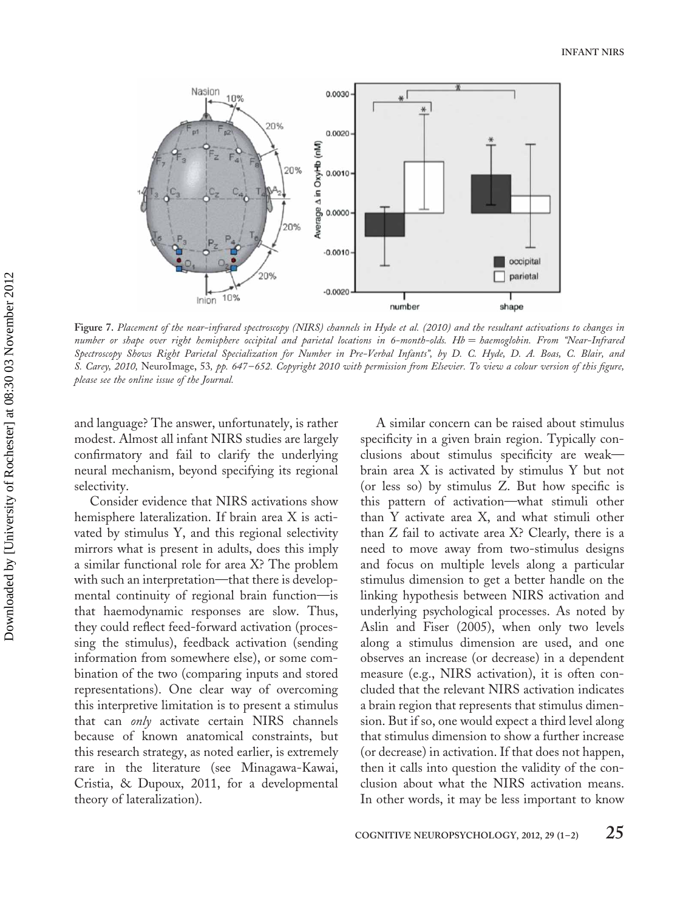Nasion
10%
20%
20%
20%
10%
Inion
Fp1 Fp2
F7 F3 Fz F4 F8
T3 C3 Cz C4 T4 A2
T5 P3 Pz P4 T6
O1 O2

0.0030
0.0020
0.0010
0.0000
-0.0010
-0.0020
Average Δ in OxyHb (nM)
number
shape
occipital
parietal
*
*
*
*

**Figure 7.** *Placement of the near-infrared spectroscopy (NIRS) channels in Hyde et al. (2010) and the resultant activations to changes in number or shape over right hemisphere occipital and parietal locations in 6-month-olds. Hb = haemoglobin. From "Near-Infrared Spectroscopy Shows Right Parietal Specialization for Number in Pre-Verbal Infants", by D. C. Hyde, D. A. Boas, C. Blair, and S. Carey, 2010,* NeuroImage, 53*, pp. 647–652. Copyright 2010 with permission from Elsevier. To view a colour version of this figure, please see the online issue of the Journal.*

and language? The answer, unfortunately, is rather modest. Almost all infant NIRS studies are largely confirmatory and fail to clarify the underlying neural mechanism, beyond specifying its regional selectivity.

Consider evidence that NIRS activations show hemisphere lateralization. If brain area X is activated by stimulus Y, and this regional selectivity mirrors what is present in adults, does this imply a similar functional role for area X? The problem with such an interpretation—that there is developmental continuity of regional brain function—is that haemodynamic responses are slow. Thus, they could reflect feed-forward activation (processing the stimulus), feedback activation (sending information from somewhere else), or some combination of the two (comparing inputs and stored representations). One clear way of overcoming this interpretive limitation is to present a stimulus that can *only* activate certain NIRS channels because of known anatomical constraints, but this research strategy, as noted earlier, is extremely rare in the literature (see Minagawa-Kawai, Cristia, & Dupoux, 2011, for a developmental theory of lateralization).

A similar concern can be raised about stimulus specificity in a given brain region. Typically conclusions about stimulus specificity are weak—brain area X is activated by stimulus Y but not (or less so) by stimulus Z. But how specific is this pattern of activation—what stimuli other than Y activate area X, and what stimuli other than Z fail to activate area X? Clearly, there is a need to move away from two-stimulus designs and focus on multiple levels along a particular stimulus dimension to get a better handle on the linking hypothesis between NIRS activation and underlying psychological processes. As noted by Aslin and Fiser (2005), when only two levels along a stimulus dimension are used, and one observes an increase (or decrease) in a dependent measure (e.g., NIRS activation), it is often concluded that the relevant NIRS activation indicates a brain region that represents that stimulus dimension. But if so, one would expect a third level along that stimulus dimension to show a further increase (or decrease) in activation. If that does not happen, then it calls into question the validity of the conclusion about what the NIRS activation means. In other words, it may be less important to know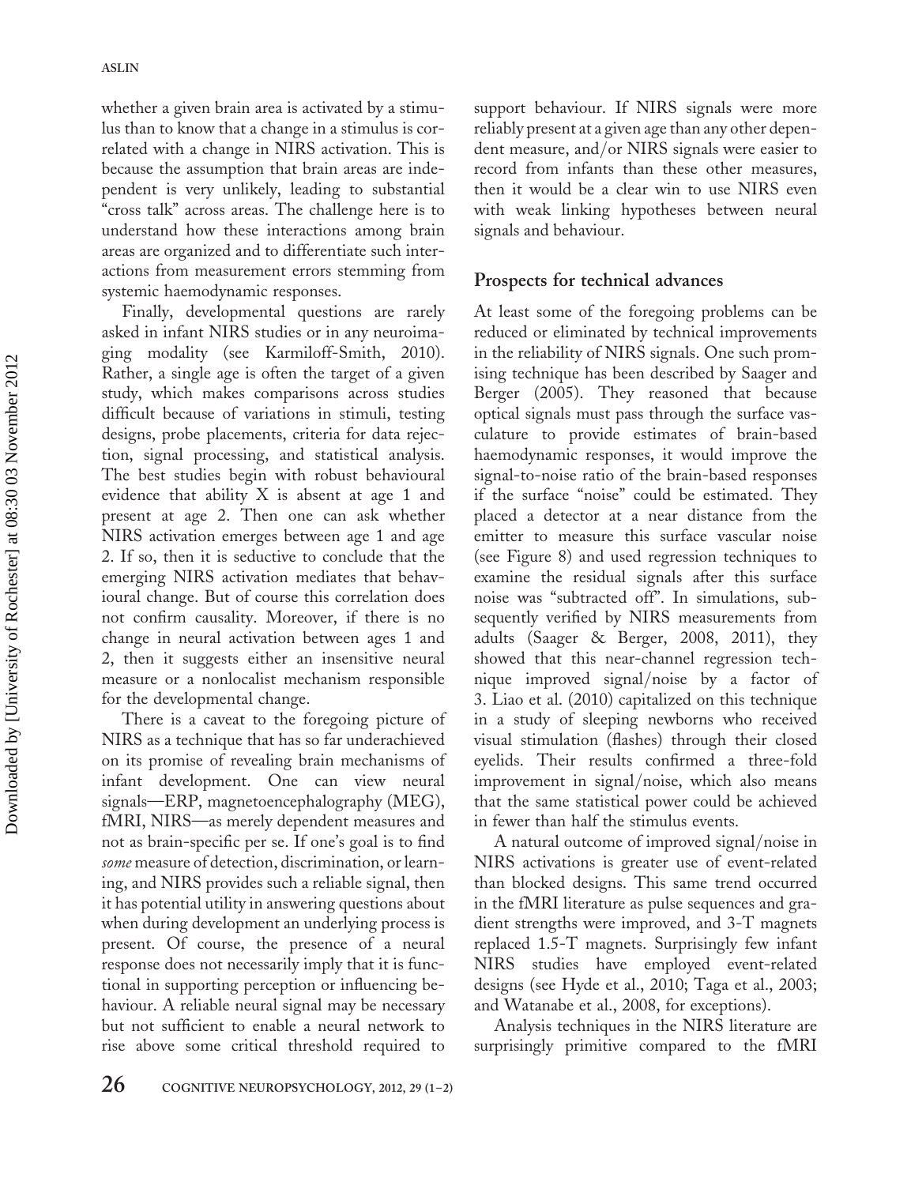whether a given brain area is activated by a stimulus than to know that a change in a stimulus is correlated with a change in NIRS activation. This is because the assumption that brain areas are independent is very unlikely, leading to substantial "cross talk" across areas. The challenge here is to understand how these interactions among brain areas are organized and to differentiate such interactions from measurement errors stemming from systemic haemodynamic responses.

Finally, developmental questions are rarely asked in infant NIRS studies or in any neuroimaging modality (see Karmiloff-Smith, 2010). Rather, a single age is often the target of a given study, which makes comparisons across studies difficult because of variations in stimuli, testing designs, probe placements, criteria for data rejection, signal processing, and statistical analysis. The best studies begin with robust behavioural evidence that ability X is absent at age 1 and present at age 2. Then one can ask whether NIRS activation emerges between age 1 and age 2. If so, then it is seductive to conclude that the emerging NIRS activation mediates that behavioural change. But of course this correlation does not confirm causality. Moreover, if there is no change in neural activation between ages 1 and 2, then it suggests either an insensitive neural measure or a nonlocalist mechanism responsible for the developmental change.

There is a caveat to the foregoing picture of NIRS as a technique that has so far underachieved on its promise of revealing brain mechanisms of infant development. One can view neural signals—ERP, magnetoencephalography (MEG), fMRI, NIRS—as merely dependent measures and not as brain-specific per se. If one's goal is to find *some* measure of detection, discrimination, or learning, and NIRS provides such a reliable signal, then it has potential utility in answering questions about when during development an underlying process is present. Of course, the presence of a neural response does not necessarily imply that it is functional in supporting perception or influencing behaviour. A reliable neural signal may be necessary but not sufficient to enable a neural network to rise above some critical threshold required to support behaviour. If NIRS signals were more reliably present at a given age than any other dependent measure, and/or NIRS signals were easier to record from infants than these other measures, then it would be a clear win to use NIRS even with weak linking hypotheses between neural signals and behaviour.

## Prospects for technical advances

At least some of the foregoing problems can be reduced or eliminated by technical improvements in the reliability of NIRS signals. One such promising technique has been described by Saager and Berger (2005). They reasoned that because optical signals must pass through the surface vasculature to provide estimates of brain-based haemodynamic responses, it would improve the signal-to-noise ratio of the brain-based responses if the surface "noise" could be estimated. They placed a detector at a near distance from the emitter to measure this surface vascular noise (see Figure 8) and used regression techniques to examine the residual signals after this surface noise was "subtracted off". In simulations, subsequently verified by NIRS measurements from adults (Saager & Berger, 2008, 2011), they showed that this near-channel regression technique improved signal/noise by a factor of 3. Liao et al. (2010) capitalized on this technique in a study of sleeping newborns who received visual stimulation (flashes) through their closed eyelids. Their results confirmed a three-fold improvement in signal/noise, which also means that the same statistical power could be achieved in fewer than half the stimulus events.

A natural outcome of improved signal/noise in NIRS activations is greater use of event-related than blocked designs. This same trend occurred in the fMRI literature as pulse sequences and gradient strengths were improved, and 3-T magnets replaced 1.5-T magnets. Surprisingly few infant NIRS studies have employed event-related designs (see Hyde et al., 2010; Taga et al., 2003; and Watanabe et al., 2008, for exceptions).

Analysis techniques in the NIRS literature are surprisingly primitive compared to the fMRI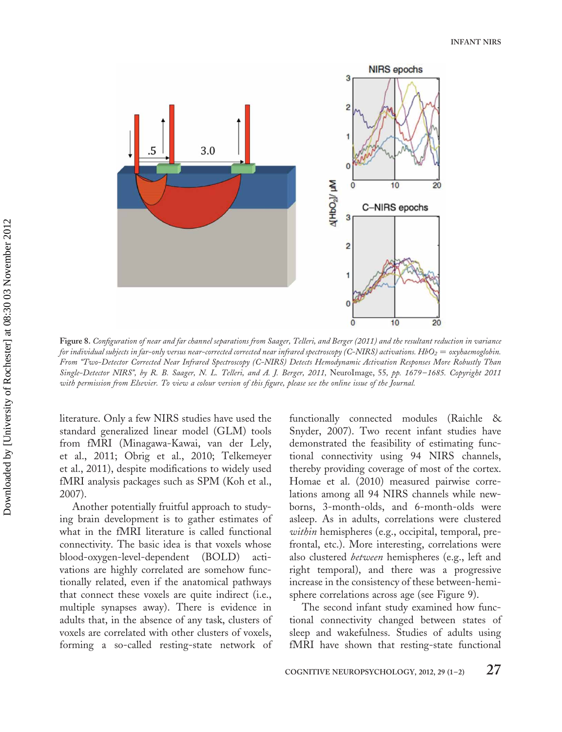*Figure 8. Configuration of near and far channel separations from Saager, Telleri, and Berger (2011) and the resultant reduction in variance for individual subjects in far-only versus near-corrected corrected near infrared spectroscopy (C-NIRS) activations. $HbO_2$ = oxyhaemoglobin. From "Two-Detector Corrected Near Infrared Spectroscopy (C-NIRS) Detects Hemodynamic Activation Responses More Robustly Than Single-Detector NIRS", by R. B. Saager, N. L. Telleri, and A. J. Berger, 2011,* NeuroImage, *55, pp. 1679–1685. Copyright 2011 with permission from Elsevier. To view a colour version of this figure, please see the online issue of the Journal.*

literature. Only a few NIRS studies have used the standard generalized linear model (GLM) tools from fMRI (Minagawa-Kawai, van der Lely, et al., 2011; Obrig et al., 2010; Telkemeyer et al., 2011), despite modifications to widely used fMRI analysis packages such as SPM (Koh et al., 2007).

Another potentially fruitful approach to studying brain development is to gather estimates of what in the fMRI literature is called functional connectivity. The basic idea is that voxels whose blood-oxygen-level-dependent (BOLD) activations are highly correlated are somehow functionally related, even if the anatomical pathways that connect these voxels are quite indirect (i.e., multiple synapses away). There is evidence in adults that, in the absence of any task, clusters of voxels are correlated with other clusters of voxels, forming a so-called resting-state network of functionally connected modules (Raichle & Snyder, 2007). Two recent infant studies have demonstrated the feasibility of estimating functional connectivity using 94 NIRS channels, thereby providing coverage of most of the cortex. Homae et al. (2010) measured pairwise correlations among all 94 NIRS channels while newborns, 3-month-olds, and 6-month-olds were asleep. As in adults, correlations were clustered *within* hemispheres (e.g., occipital, temporal, prefrontal, etc.). More interesting, correlations were also clustered *between* hemispheres (e.g., left and right temporal), and there was a progressive increase in the consistency of these between-hemisphere correlations across age (see Figure 9).

The second infant study examined how functional connectivity changed between states of sleep and wakefulness. Studies of adults using fMRI have shown that resting-state functional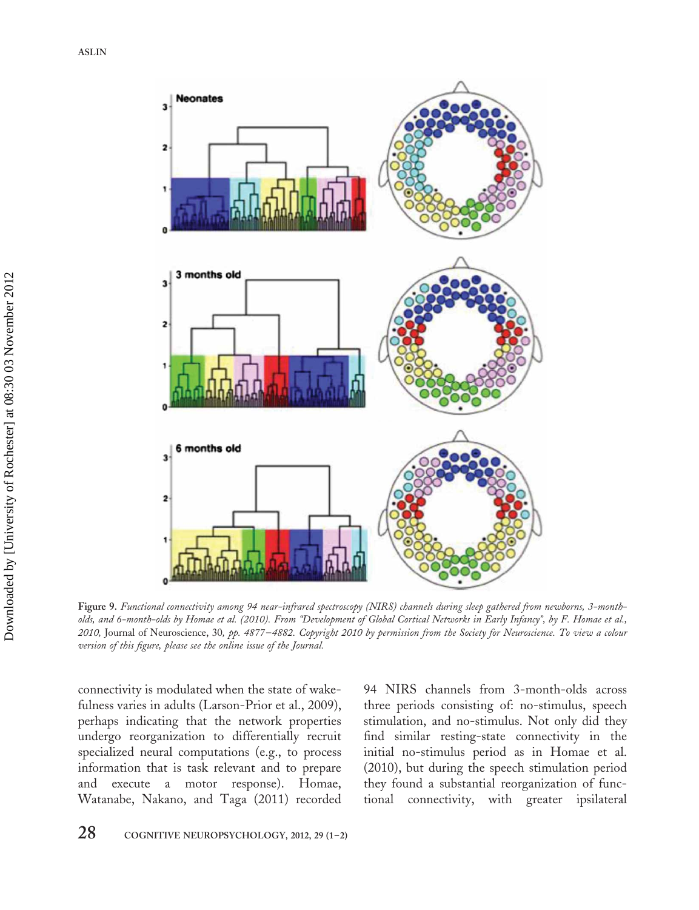Figure 9. *Functional connectivity among 94 near-infrared spectroscopy (NIRS) channels during sleep gathered from newborns, 3-month-olds, and 6-month-olds by Homae et al. (2010). From "Development of Global Cortical Networks in Early Infancy", by F. Homae et al., 2010,* Journal of Neuroscience, 30, *pp. 4877–4882. Copyright 2010 by permission from the Society for Neuroscience. To view a colour version of this figure, please see the online issue of the Journal.*

connectivity is modulated when the state of wakefulness varies in adults (Larson-Prior et al., 2009), perhaps indicating that the network properties undergo reorganization to differentially recruit specialized neural computations (e.g., to process information that is task relevant and to prepare and execute a motor response). Homae, Watanabe, Nakano, and Taga (2011) recorded 94 NIRS channels from 3-month-olds across three periods consisting of: no-stimulus, speech stimulation, and no-stimulus. Not only did they find similar resting-state connectivity in the initial no-stimulus period as in Homae et al. (2010), but during the speech stimulation period they found a substantial reorganization of functional connectivity, with greater ipsilateral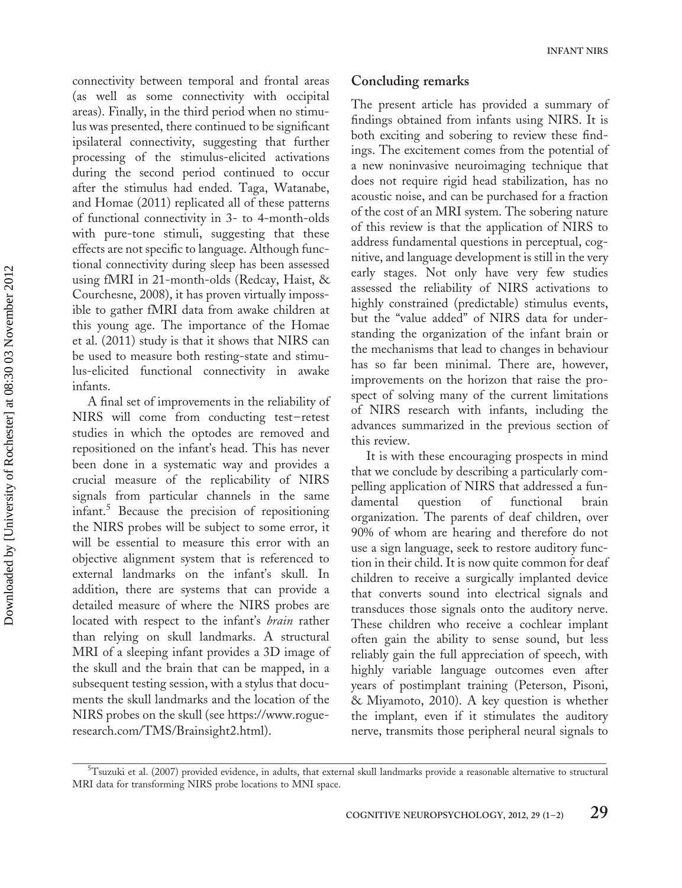connectivity between temporal and frontal areas (as well as some connectivity with occipital areas). Finally, in the third period when no stimulus was presented, there continued to be significant ipsilateral connectivity, suggesting that further processing of the stimulus-elicited activations during the second period continued to occur after the stimulus had ended. Taga, Watanabe, and Homae (2011) replicated all of these patterns of functional connectivity in 3- to 4-month-olds with pure-tone stimuli, suggesting that these effects are not specific to language. Although functional connectivity during sleep has been assessed using fMRI in 21-month-olds (Redcay, Haist, & Courchesne, 2008), it has proven virtually impossible to gather fMRI data from awake children at this young age. The importance of the Homae et al. (2011) study is that it shows that NIRS can be used to measure both resting-state and stimulus-elicited functional connectivity in awake infants.

A final set of improvements in the reliability of NIRS will come from conducting test–retest studies in which the optodes are removed and repositioned on the infant's head. This has never been done in a systematic way and provides a crucial measure of the replicability of NIRS signals from particular channels in the same infant.[5] Because the precision of repositioning the NIRS probes will be subject to some error, it will be essential to measure this error with an objective alignment system that is referenced to external landmarks on the infant's skull. In addition, there are systems that can provide a detailed measure of where the NIRS probes are located with respect to the infant's *brain* rather than relying on skull landmarks. A structural MRI of a sleeping infant provides a 3D image of the skull and the brain that can be mapped, in a subsequent testing session, with a stylus that documents the skull landmarks and the location of the NIRS probes on the skull (see https://www.rogue-research.com/TMS/Brainsight2.html).

## Concluding remarks

The present article has provided a summary of findings obtained from infants using NIRS. It is both exciting and sobering to review these findings. The excitement comes from the potential of a new noninvasive neuroimaging technique that does not require rigid head stabilization, has no acoustic noise, and can be purchased for a fraction of the cost of an MRI system. The sobering nature of this review is that the application of NIRS to address fundamental questions in perceptual, cognitive, and language development is still in the very early stages. Not only have very few studies assessed the reliability of NIRS activations to highly constrained (predictable) stimulus events, but the "value added" of NIRS data for understanding the organization of the infant brain or the mechanisms that lead to changes in behaviour has so far been minimal. There are, however, improvements on the horizon that raise the prospect of solving many of the current limitations of NIRS research with infants, including the advances summarized in the previous section of this review.

It is with these encouraging prospects in mind that we conclude by describing a particularly compelling application of NIRS that addressed a fundamental question of functional brain organization. The parents of deaf children, over 90% of whom are hearing and therefore do not use a sign language, seek to restore auditory function in their child. It is now quite common for deaf children to receive a surgically implanted device that converts sound into electrical signals and transduces those signals onto the auditory nerve. These children who receive a cochlear implant often gain the ability to sense sound, but less reliably gain the full appreciation of speech, with highly variable language outcomes even after years of postimplant training (Peterson, Pisoni, & Miyamoto, 2010). A key question is whether the implant, even if it stimulates the auditory nerve, transmits those peripheral neural signals to

---

[5] Tsuzuki et al. (2007) provided evidence, in adults, that external skull landmarks provide a reasonable alternative to structural MRI data for transforming NIRS probe locations to MNI space.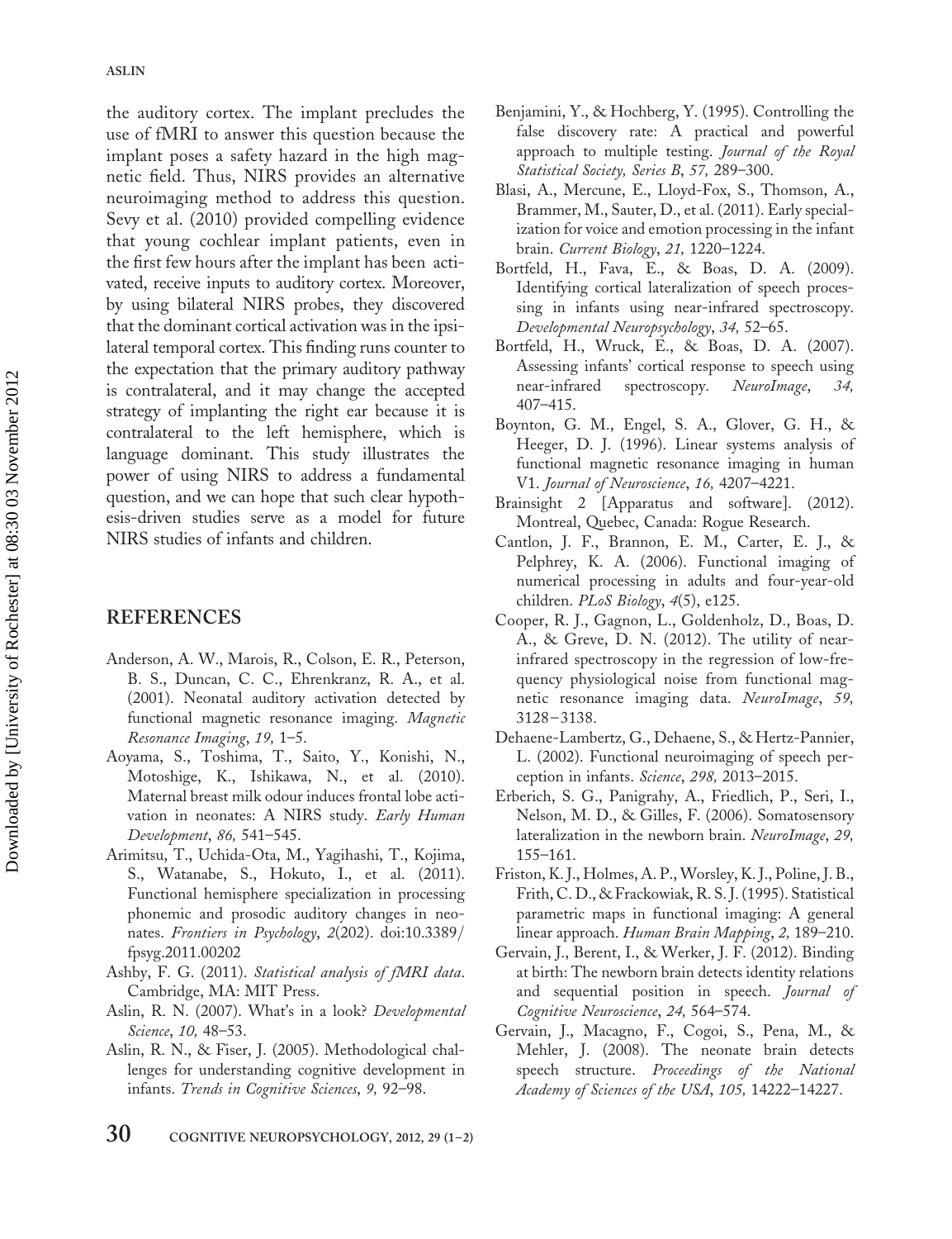the auditory cortex. The implant precludes the use of fMRI to answer this question because the implant poses a safety hazard in the high magnetic field. Thus, NIRS provides an alternative neuroimaging method to address this question. Sevy et al. (2010) provided compelling evidence that young cochlear implant patients, even in the first few hours after the implant has been activated, receive inputs to auditory cortex. Moreover, by using bilateral NIRS probes, they discovered that the dominant cortical activation was in the ipsilateral temporal cortex. This finding runs counter to the expectation that the primary auditory pathway is contralateral, and it may change the accepted strategy of implanting the right ear because it is contralateral to the left hemisphere, which is language dominant. This study illustrates the power of using NIRS to address a fundamental question, and we can hope that such clear hypothesis-driven studies serve as a model for future NIRS studies of infants and children.

## REFERENCES

Anderson, A. W., Marois, R., Colson, E. R., Peterson, B. S., Duncan, C. C., Ehrenkranz, R. A., et al. (2001). Neonatal auditory activation detected by functional magnetic resonance imaging. *Magnetic Resonance Imaging*, *19,* 1–5.

Aoyama, S., Toshima, T., Saito, Y., Konishi, N., Motoshige, K., Ishikawa, N., et al. (2010). Maternal breast milk odour induces frontal lobe activation in neonates: A NIRS study. *Early Human Development*, *86,* 541–545.

Arimitsu, T., Uchida-Ota, M., Yagihashi, T., Kojima, S., Watanabe, S., Hokuto, I., et al. (2011). Functional hemisphere specialization in processing phonemic and prosodic auditory changes in neonates. *Frontiers in Psychology*, *2*(202). doi:10.3389/fpsyg.2011.00202

Ashby, F. G. (2011). *Statistical analysis of fMRI data*. Cambridge, MA: MIT Press.

Aslin, R. N. (2007). What's in a look? *Developmental Science*, *10,* 48–53.

Aslin, R. N., & Fiser, J. (2005). Methodological challenges for understanding cognitive development in infants. *Trends in Cognitive Sciences*, *9,* 92–98.

Benjamini, Y., & Hochberg, Y. (1995). Controlling the false discovery rate: A practical and powerful approach to multiple testing. *Journal of the Royal Statistical Society, Series B*, *57,* 289–300.

Blasi, A., Mercune, E., Lloyd-Fox, S., Thomson, A., Brammer, M., Sauter, D., et al. (2011). Early specialization for voice and emotion processing in the infant brain. *Current Biology*, *21,* 1220–1224.

Bortfeld, H., Fava, E., & Boas, D. A. (2009). Identifying cortical lateralization of speech processing in infants using near-infrared spectroscopy. *Developmental Neuropsychology*, *34,* 52–65.

Bortfeld, H., Wruck, E., & Boas, D. A. (2007). Assessing infants' cortical response to speech using near-infrared spectroscopy. *NeuroImage*, *34,* 407–415.

Boynton, G. M., Engel, S. A., Glover, G. H., & Heeger, D. J. (1996). Linear systems analysis of functional magnetic resonance imaging in human V1. *Journal of Neuroscience*, *16,* 4207–4221.

Brainsight 2 [Apparatus and software]. (2012). Montreal, Quebec, Canada: Rogue Research.

Cantlon, J. F., Brannon, E. M., Carter, E. J., & Pelphrey, K. A. (2006). Functional imaging of numerical processing in adults and four-year-old children. *PLoS Biology*, *4*(5), e125.

Cooper, R. J., Gagnon, L., Goldenholz, D., Boas, D. A., & Greve, D. N. (2012). The utility of near-infrared spectroscopy in the regression of low-frequency physiological noise from functional magnetic resonance imaging data. *NeuroImage*, *59,* 3128–3138.

Dehaene-Lambertz, G., Dehaene, S., & Hertz-Pannier, L. (2002). Functional neuroimaging of speech perception in infants. *Science*, *298,* 2013–2015.

Erberich, S. G., Panigrahy, A., Friedlich, P., Seri, I., Nelson, M. D., & Gilles, F. (2006). Somatosensory lateralization in the newborn brain. *NeuroImage*, *29,* 155–161.

Friston, K. J., Holmes, A. P., Worsley, K. J., Poline, J. B., Frith, C. D., & Frackowiak, R. S. J. (1995). Statistical parametric maps in functional imaging: A general linear approach. *Human Brain Mapping*, *2,* 189–210.

Gervain, J., Berent, I., & Werker, J. F. (2012). Binding at birth: The newborn brain detects identity relations and sequential position in speech. *Journal of Cognitive Neuroscience*, *24,* 564–574.

Gervain, J., Macagno, F., Cogoi, S., Pena, M., & Mehler, J. (2008). The neonate brain detects speech structure. *Proceedings of the National Academy of Sciences of the USA*, *105,* 14222–14227.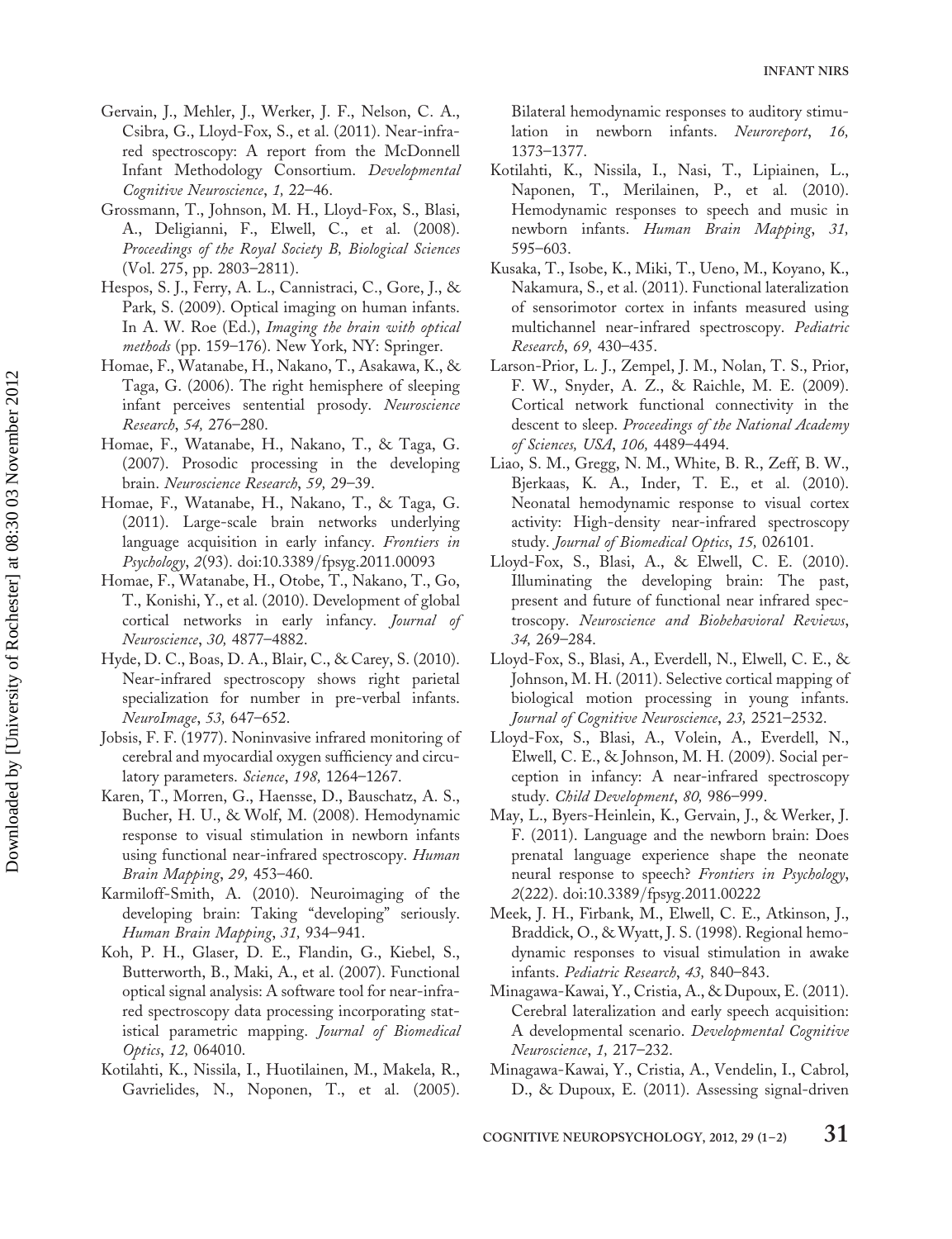Gervain, J., Mehler, J., Werker, J. F., Nelson, C. A., Csibra, G., Lloyd-Fox, S., et al. (2011). Near-infrared spectroscopy: A report from the McDonnell Infant Methodology Consortium. *Developmental Cognitive Neuroscience*, *1,* 22–46.

Grossmann, T., Johnson, M. H., Lloyd-Fox, S., Blasi, A., Deligianni, F., Elwell, C., et al. (2008). *Proceedings of the Royal Society B, Biological Sciences* (Vol. 275, pp. 2803–2811).

Hespos, S. J., Ferry, A. L., Cannistraci, C., Gore, J., & Park, S. (2009). Optical imaging on human infants. In A. W. Roe (Ed.), *Imaging the brain with optical methods* (pp. 159–176). New York, NY: Springer.

Homae, F., Watanabe, H., Nakano, T., Asakawa, K., & Taga, G. (2006). The right hemisphere of sleeping infant perceives sentential prosody. *Neuroscience Research*, *54,* 276–280.

Homae, F., Watanabe, H., Nakano, T., & Taga, G. (2007). Prosodic processing in the developing brain. *Neuroscience Research*, *59,* 29–39.

Homae, F., Watanabe, H., Nakano, T., & Taga, G. (2011). Large-scale brain networks underlying language acquisition in early infancy. *Frontiers in Psychology*, *2*(93). doi:10.3389/fpsyg.2011.00093

Homae, F., Watanabe, H., Otobe, T., Nakano, T., Go, T., Konishi, Y., et al. (2010). Development of global cortical networks in early infancy. *Journal of Neuroscience*, *30,* 4877–4882.

Hyde, D. C., Boas, D. A., Blair, C., & Carey, S. (2010). Near-infrared spectroscopy shows right parietal specialization for number in pre-verbal infants. *NeuroImage*, *53,* 647–652.

Jobsis, F. F. (1977). Noninvasive infrared monitoring of cerebral and myocardial oxygen sufficiency and circulatory parameters. *Science*, *198,* 1264–1267.

Karen, T., Morren, G., Haensse, D., Bauschatz, A. S., Bucher, H. U., & Wolf, M. (2008). Hemodynamic response to visual stimulation in newborn infants using functional near-infrared spectroscopy. *Human Brain Mapping*, *29,* 453–460.

Karmiloff-Smith, A. (2010). Neuroimaging of the developing brain: Taking "developing" seriously. *Human Brain Mapping*, *31,* 934–941.

Koh, P. H., Glaser, D. E., Flandin, G., Kiebel, S., Butterworth, B., Maki, A., et al. (2007). Functional optical signal analysis: A software tool for near-infrared spectroscopy data processing incorporating statistical parametric mapping. *Journal of Biomedical Optics*, *12,* 064010.

Kotilahti, K., Nissila, I., Huotilainen, M., Makela, R., Gavrielides, N., Noponen, T., et al. (2005). Bilateral hemodynamic responses to auditory stimulation in newborn infants. *Neuroreport*, *16,* 1373–1377.

Kotilahti, K., Nissila, I., Nasi, T., Lipiainen, L., Naponen, T., Merilainen, P., et al. (2010). Hemodynamic responses to speech and music in newborn infants. *Human Brain Mapping*, *31,* 595–603.

Kusaka, T., Isobe, K., Miki, T., Ueno, M., Koyano, K., Nakamura, S., et al. (2011). Functional lateralization of sensorimotor cortex in infants measured using multichannel near-infrared spectroscopy. *Pediatric Research*, *69,* 430–435.

Larson-Prior, L. J., Zempel, J. M., Nolan, T. S., Prior, F. W., Snyder, A. Z., & Raichle, M. E. (2009). Cortical network functional connectivity in the descent to sleep. *Proceedings of the National Academy of Sciences, USA*, *106,* 4489–4494.

Liao, S. M., Gregg, N. M., White, B. R., Zeff, B. W., Bjerkaas, K. A., Inder, T. E., et al. (2010). Neonatal hemodynamic response to visual cortex activity: High-density near-infrared spectroscopy study. *Journal of Biomedical Optics*, *15,* 026101.

Lloyd-Fox, S., Blasi, A., & Elwell, C. E. (2010). Illuminating the developing brain: The past, present and future of functional near infrared spectroscopy. *Neuroscience and Biobehavioral Reviews*, *34,* 269–284.

Lloyd-Fox, S., Blasi, A., Everdell, N., Elwell, C. E., & Johnson, M. H. (2011). Selective cortical mapping of biological motion processing in young infants. *Journal of Cognitive Neuroscience*, *23,* 2521–2532.

Lloyd-Fox, S., Blasi, A., Volein, A., Everdell, N., Elwell, C. E., & Johnson, M. H. (2009). Social perception in infancy: A near-infrared spectroscopy study. *Child Development*, *80,* 986–999.

May, L., Byers-Heinlein, K., Gervain, J., & Werker, J. F. (2011). Language and the newborn brain: Does prenatal language experience shape the neonate neural response to speech? *Frontiers in Psychology*, *2*(222). doi:10.3389/fpsyg.2011.00222

Meek, J. H., Firbank, M., Elwell, C. E., Atkinson, J., Braddick, O., & Wyatt, J. S. (1998). Regional hemodynamic responses to visual stimulation in awake infants. *Pediatric Research*, *43,* 840–843.

Minagawa-Kawai, Y., Cristia, A., & Dupoux, E. (2011). Cerebral lateralization and early speech acquisition: A developmental scenario. *Developmental Cognitive Neuroscience*, *1,* 217–232.

Minagawa-Kawai, Y., Cristia, A., Vendelin, I., Cabrol, D., & Dupoux, E. (2011). Assessing signal-driven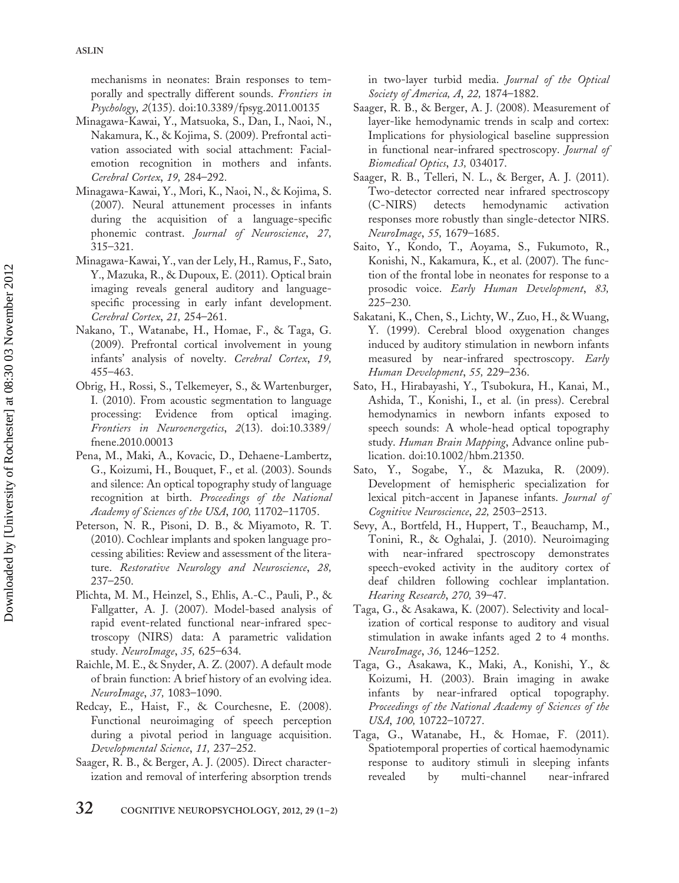mechanisms in neonates: Brain responses to temporally and spectrally different sounds. *Frontiers in Psychology*, *2*(135). doi:10.3389/fpsyg.2011.00135

Minagawa-Kawai, Y., Matsuoka, S., Dan, I., Naoi, N., Nakamura, K., & Kojima, S. (2009). Prefrontal activation associated with social attachment: Facial-emotion recognition in mothers and infants. *Cerebral Cortex*, *19,* 284–292.

Minagawa-Kawai, Y., Mori, K., Naoi, N., & Kojima, S. (2007). Neural attunement processes in infants during the acquisition of a language-specific phonemic contrast. *Journal of Neuroscience*, *27,* 315–321.

Minagawa-Kawai, Y., van der Lely, H., Ramus, F., Sato, Y., Mazuka, R., & Dupoux, E. (2011). Optical brain imaging reveals general auditory and language-specific processing in early infant development. *Cerebral Cortex*, *21,* 254–261.

Nakano, T., Watanabe, H., Homae, F., & Taga, G. (2009). Prefrontal cortical involvement in young infants' analysis of novelty. *Cerebral Cortex*, *19,* 455–463.

Obrig, H., Rossi, S., Telkemeyer, S., & Wartenburger, I. (2010). From acoustic segmentation to language processing: Evidence from optical imaging. *Frontiers in Neuroenergetics*, *2*(13). doi:10.3389/fnene.2010.00013

Pena, M., Maki, A., Kovacic, D., Dehaene-Lambertz, G., Koizumi, H., Bouquet, F., et al. (2003). Sounds and silence: An optical topography study of language recognition at birth. *Proceedings of the National Academy of Sciences of the USA*, *100,* 11702–11705.

Peterson, N. R., Pisoni, D. B., & Miyamoto, R. T. (2010). Cochlear implants and spoken language processing abilities: Review and assessment of the literature. *Restorative Neurology and Neuroscience*, *28,* 237–250.

Plichta, M. M., Heinzel, S., Ehlis, A.-C., Pauli, P., & Fallgatter, A. J. (2007). Model-based analysis of rapid event-related functional near-infrared spectroscopy (NIRS) data: A parametric validation study. *NeuroImage*, *35,* 625–634.

Raichle, M. E., & Snyder, A. Z. (2007). A default mode of brain function: A brief history of an evolving idea. *NeuroImage*, *37,* 1083–1090.

Redcay, E., Haist, F., & Courchesne, E. (2008). Functional neuroimaging of speech perception during a pivotal period in language acquisition. *Developmental Science*, *11,* 237–252.

Saager, R. B., & Berger, A. J. (2005). Direct characterization and removal of interfering absorption trends in two-layer turbid media. *Journal of the Optical Society of America, A*, *22,* 1874–1882.

Saager, R. B., & Berger, A. J. (2008). Measurement of layer-like hemodynamic trends in scalp and cortex: Implications for physiological baseline suppression in functional near-infrared spectroscopy. *Journal of Biomedical Optics*, *13,* 034017.

Saager, R. B., Telleri, N. L., & Berger, A. J. (2011). Two-detector corrected near infrared spectroscopy (C-NIRS) detects hemodynamic activation responses more robustly than single-detector NIRS. *NeuroImage*, *55,* 1679–1685.

Saito, Y., Kondo, T., Aoyama, S., Fukumoto, R., Konishi, N., Kakamura, K., et al. (2007). The function of the frontal lobe in neonates for response to a prosodic voice. *Early Human Development*, *83,* 225–230.

Sakatani, K., Chen, S., Lichty, W., Zuo, H., & Wuang, Y. (1999). Cerebral blood oxygenation changes induced by auditory stimulation in newborn infants measured by near-infrared spectroscopy. *Early Human Development*, *55,* 229–236.

Sato, H., Hirabayashi, Y., Tsubokura, H., Kanai, M., Ashida, T., Konishi, I., et al. (in press). Cerebral hemodynamics in newborn infants exposed to speech sounds: A whole-head optical topography study. *Human Brain Mapping*, Advance online publication. doi:10.1002/hbm.21350.

Sato, Y., Sogabe, Y., & Mazuka, R. (2009). Development of hemispheric specialization for lexical pitch-accent in Japanese infants. *Journal of Cognitive Neuroscience*, *22,* 2503–2513.

Sevy, A., Bortfeld, H., Huppert, T., Beauchamp, M., Tonini, R., & Oghalai, J. (2010). Neuroimaging with near-infrared spectroscopy demonstrates speech-evoked activity in the auditory cortex of deaf children following cochlear implantation. *Hearing Research*, *270,* 39–47.

Taga, G., & Asakawa, K. (2007). Selectivity and localization of cortical response to auditory and visual stimulation in awake infants aged 2 to 4 months. *NeuroImage*, *36,* 1246–1252.

Taga, G., Asakawa, K., Maki, A., Konishi, Y., & Koizumi, H. (2003). Brain imaging in awake infants by near-infrared optical topography. *Proceedings of the National Academy of Sciences of the USA*, *100,* 10722–10727.

Taga, G., Watanabe, H., & Homae, F. (2011). Spatiotemporal properties of cortical haemodynamic response to auditory stimuli in sleeping infants revealed by multi-channel near-infrared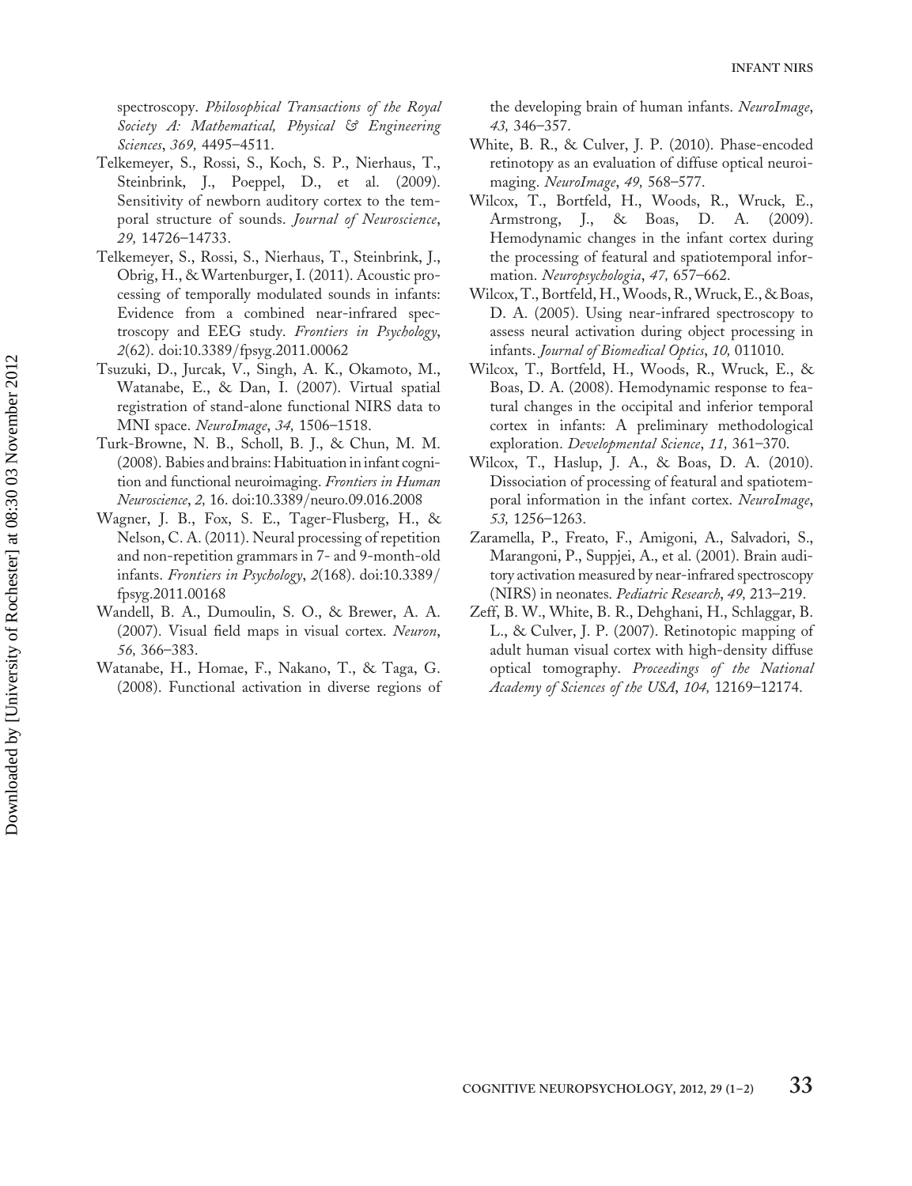spectroscopy. *Philosophical Transactions of the Royal Society A: Mathematical, Physical & Engineering Sciences*, *369,* 4495–4511.

Telkemeyer, S., Rossi, S., Koch, S. P., Nierhaus, T., Steinbrink, J., Poeppel, D., et al. (2009). Sensitivity of newborn auditory cortex to the temporal structure of sounds. *Journal of Neuroscience*, *29,* 14726–14733.

Telkemeyer, S., Rossi, S., Nierhaus, T., Steinbrink, J., Obrig, H., & Wartenburger, I. (2011). Acoustic processing of temporally modulated sounds in infants: Evidence from a combined near-infrared spectroscopy and EEG study. *Frontiers in Psychology*, *2*(62). doi:10.3389/fpsyg.2011.00062

Tsuzuki, D., Jurcak, V., Singh, A. K., Okamoto, M., Watanabe, E., & Dan, I. (2007). Virtual spatial registration of stand-alone functional NIRS data to MNI space. *NeuroImage*, *34,* 1506–1518.

Turk-Browne, N. B., Scholl, B. J., & Chun, M. M. (2008). Babies and brains: Habituation in infant cognition and functional neuroimaging. *Frontiers in Human Neuroscience*, *2,* 16. doi:10.3389/neuro.09.016.2008

Wagner, J. B., Fox, S. E., Tager-Flusberg, H., & Nelson, C. A. (2011). Neural processing of repetition and non-repetition grammars in 7- and 9-month-old infants. *Frontiers in Psychology*, *2*(168). doi:10.3389/fpsyg.2011.00168

Wandell, B. A., Dumoulin, S. O., & Brewer, A. A. (2007). Visual field maps in visual cortex. *Neuron*, *56,* 366–383.

Watanabe, H., Homae, F., Nakano, T., & Taga, G. (2008). Functional activation in diverse regions of the developing brain of human infants. *NeuroImage*, *43,* 346–357.

White, B. R., & Culver, J. P. (2010). Phase-encoded retinotopy as an evaluation of diffuse optical neuroimaging. *NeuroImage*, *49,* 568–577.

Wilcox, T., Bortfeld, H., Woods, R., Wruck, E., Armstrong, J., & Boas, D. A. (2009). Hemodynamic changes in the infant cortex during the processing of featural and spatiotemporal information. *Neuropsychologia*, *47,* 657–662.

Wilcox, T., Bortfeld, H., Woods, R., Wruck, E., & Boas, D. A. (2005). Using near-infrared spectroscopy to assess neural activation during object processing in infants. *Journal of Biomedical Optics*, *10,* 011010.

Wilcox, T., Bortfeld, H., Woods, R., Wruck, E., & Boas, D. A. (2008). Hemodynamic response to featural changes in the occipital and inferior temporal cortex in infants: A preliminary methodological exploration. *Developmental Science*, *11,* 361–370.

Wilcox, T., Haslup, J. A., & Boas, D. A. (2010). Dissociation of processing of featural and spatiotemporal information in the infant cortex. *NeuroImage*, *53,* 1256–1263.

Zaramella, P., Freato, F., Amigoni, A., Salvadori, S., Marangoni, P., Suppjei, A., et al. (2001). Brain auditory activation measured by near-infrared spectroscopy (NIRS) in neonates. *Pediatric Research*, *49,* 213–219.

Zeff, B. W., White, B. R., Dehghani, H., Schlaggar, B. L., & Culver, J. P. (2007). Retinotopic mapping of adult human visual cortex with high-density diffuse optical tomography. *Proceedings of the National Academy of Sciences of the USA*, *104,* 12169–12174.